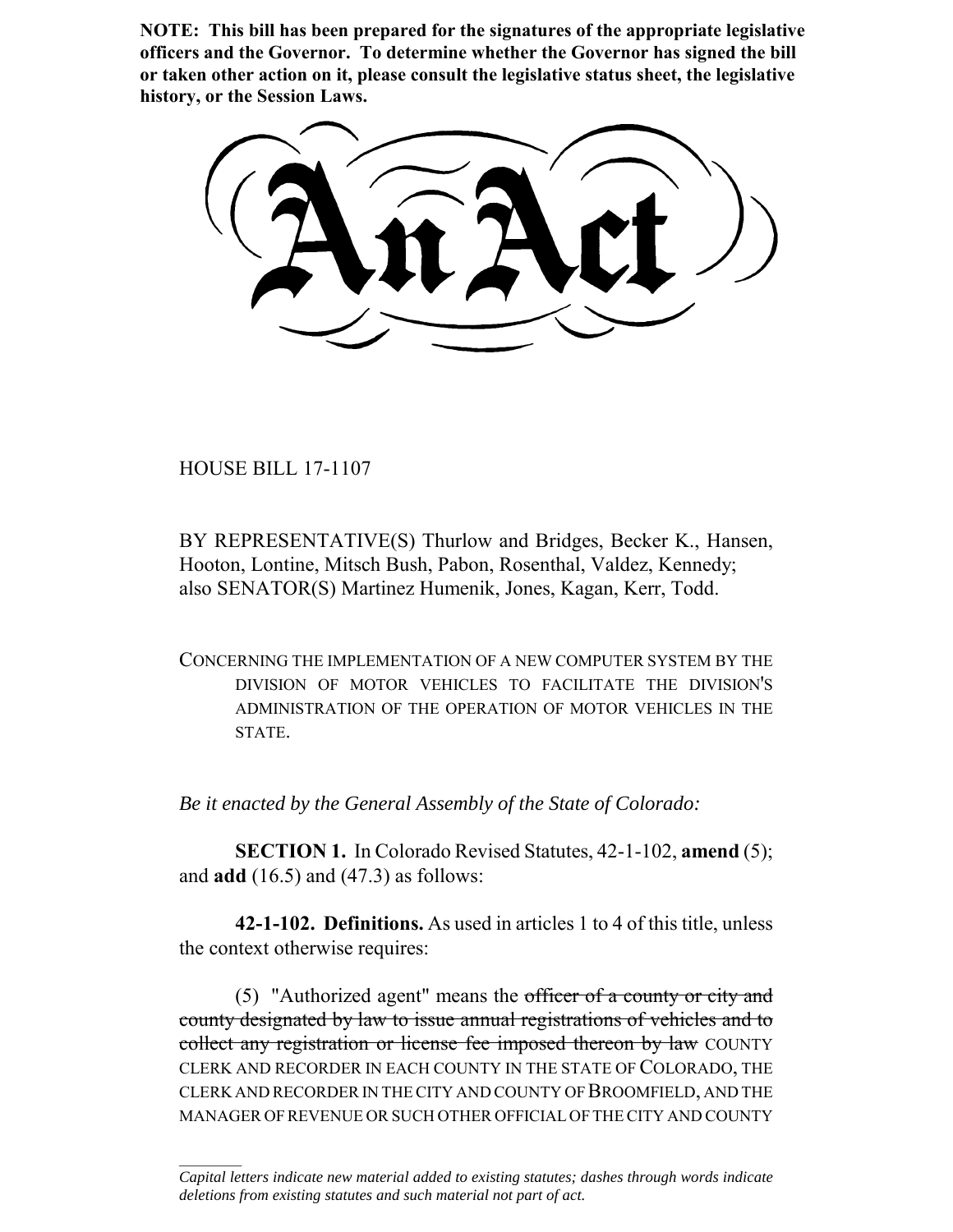**NOTE: This bill has been prepared for the signatures of the appropriate legislative officers and the Governor. To determine whether the Governor has signed the bill or taken other action on it, please consult the legislative status sheet, the legislative history, or the Session Laws.**

# An Act

HOUSE BILL 17-1107

BY REPRESENTATIVE(S) Thurlow and Bridges, Becker K., Hansen, Hooton, Lontine, Mitsch Bush, Pabon, Rosenthal, Valdez, Kennedy; also SENATOR(S) Martinez Humenik, Jones, Kagan, Kerr, Todd.

CONCERNING THE IMPLEMENTATION OF A NEW COMPUTER SYSTEM BY THE DIVISION OF MOTOR VEHICLES TO FACILITATE THE DIVISION'S ADMINISTRATION OF THE OPERATION OF MOTOR VEHICLES IN THE STATE.

*Be it enacted by the General Assembly of the State of Colorado:*

**SECTION 1.** In Colorado Revised Statutes, 42-1-102, **amend** (5); and **add** (16.5) and (47.3) as follows:

**42-1-102. Definitions.** As used in articles 1 to 4 of this title, unless the context otherwise requires:

(5) "Authorized agent" means the ~~officer of a county or city and county designated by law to issue annual registrations of vehicles and to collect any registration or license fee imposed thereon by law~~ COUNTY CLERK AND RECORDER IN EACH COUNTY IN THE STATE OF COLORADO, THE CLERK AND RECORDER IN THE CITY AND COUNTY OF BROOMFIELD, AND THE MANAGER OF REVENUE OR SUCH OTHER OFFICIAL OF THE CITY AND COUNTY

*Capital letters indicate new material added to existing statutes; dashes through words indicate deletions from existing statutes and such material not part of act.*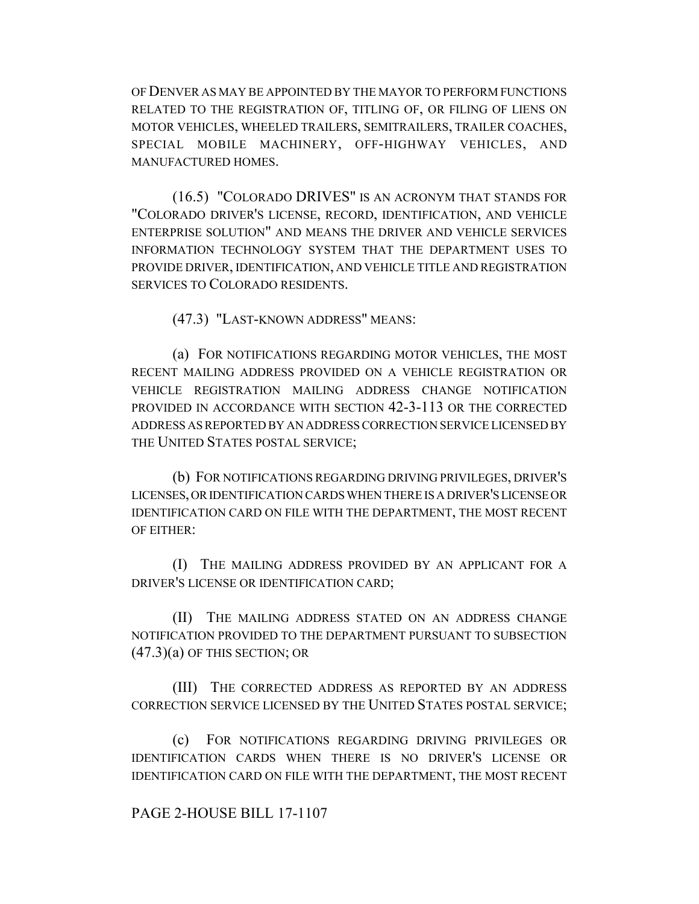OF DENVER AS MAY BE APPOINTED BY THE MAYOR TO PERFORM FUNCTIONS RELATED TO THE REGISTRATION OF, TITLING OF, OR FILING OF LIENS ON MOTOR VEHICLES, WHEELED TRAILERS, SEMITRAILERS, TRAILER COACHES, SPECIAL MOBILE MACHINERY, OFF-HIGHWAY VEHICLES, AND MANUFACTURED HOMES.

(16.5) "COLORADO DRIVES" IS AN ACRONYM THAT STANDS FOR "COLORADO DRIVER'S LICENSE, RECORD, IDENTIFICATION, AND VEHICLE ENTERPRISE SOLUTION" AND MEANS THE DRIVER AND VEHICLE SERVICES INFORMATION TECHNOLOGY SYSTEM THAT THE DEPARTMENT USES TO PROVIDE DRIVER, IDENTIFICATION, AND VEHICLE TITLE AND REGISTRATION SERVICES TO COLORADO RESIDENTS.

(47.3) "LAST-KNOWN ADDRESS" MEANS:

(a) FOR NOTIFICATIONS REGARDING MOTOR VEHICLES, THE MOST RECENT MAILING ADDRESS PROVIDED ON A VEHICLE REGISTRATION OR VEHICLE REGISTRATION MAILING ADDRESS CHANGE NOTIFICATION PROVIDED IN ACCORDANCE WITH SECTION 42-3-113 OR THE CORRECTED ADDRESS AS REPORTED BY AN ADDRESS CORRECTION SERVICE LICENSED BY THE UNITED STATES POSTAL SERVICE;

(b) FOR NOTIFICATIONS REGARDING DRIVING PRIVILEGES, DRIVER'S LICENSES, OR IDENTIFICATION CARDS WHEN THERE IS A DRIVER'S LICENSE OR IDENTIFICATION CARD ON FILE WITH THE DEPARTMENT, THE MOST RECENT OF EITHER:

(I) THE MAILING ADDRESS PROVIDED BY AN APPLICANT FOR A DRIVER'S LICENSE OR IDENTIFICATION CARD;

(II) THE MAILING ADDRESS STATED ON AN ADDRESS CHANGE NOTIFICATION PROVIDED TO THE DEPARTMENT PURSUANT TO SUBSECTION (47.3)(a) OF THIS SECTION; OR

(III) THE CORRECTED ADDRESS AS REPORTED BY AN ADDRESS CORRECTION SERVICE LICENSED BY THE UNITED STATES POSTAL SERVICE;

(c) FOR NOTIFICATIONS REGARDING DRIVING PRIVILEGES OR IDENTIFICATION CARDS WHEN THERE IS NO DRIVER'S LICENSE OR IDENTIFICATION CARD ON FILE WITH THE DEPARTMENT, THE MOST RECENT

PAGE 2-HOUSE BILL 17-1107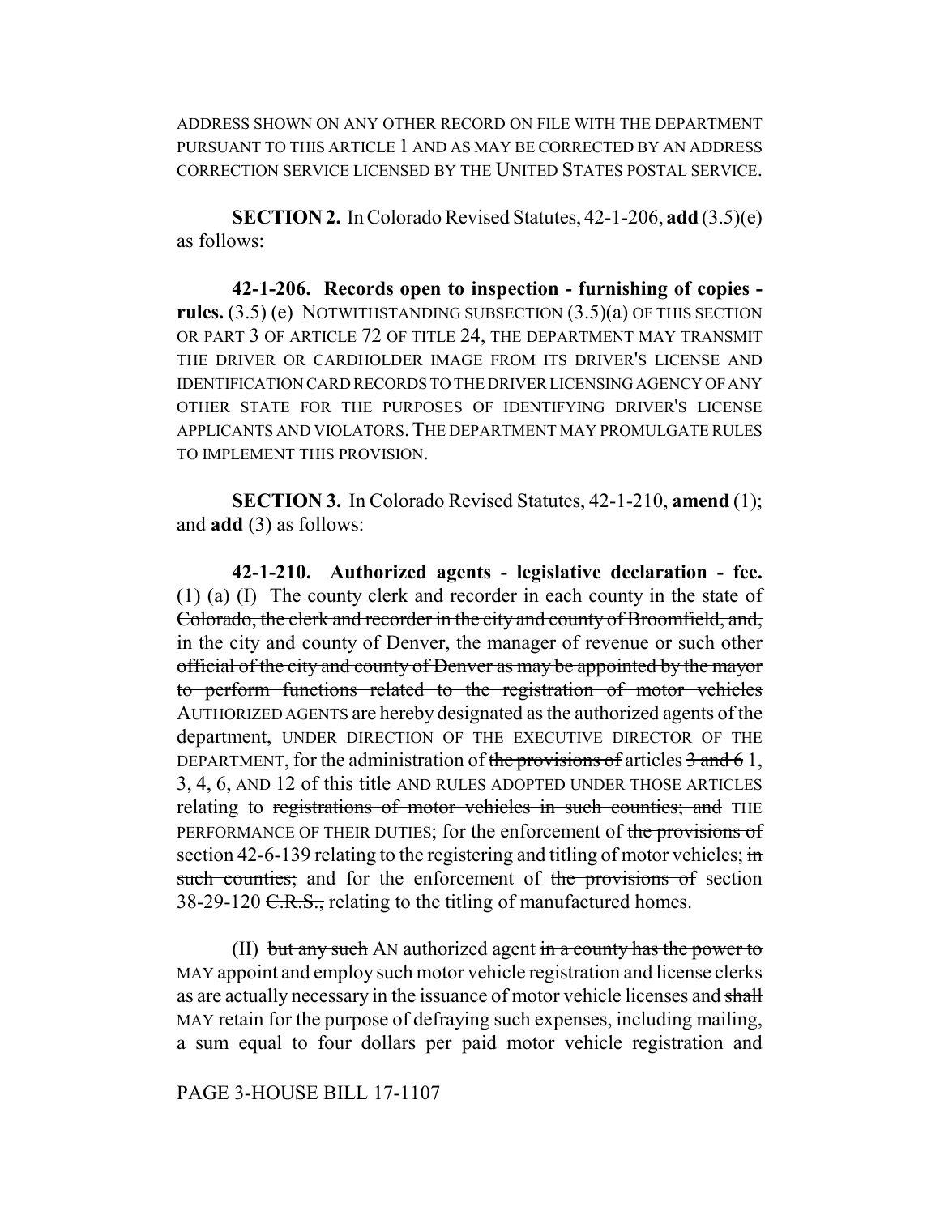ADDRESS SHOWN ON ANY OTHER RECORD ON FILE WITH THE DEPARTMENT PURSUANT TO THIS ARTICLE 1 AND AS MAY BE CORRECTED BY AN ADDRESS CORRECTION SERVICE LICENSED BY THE UNITED STATES POSTAL SERVICE.

**SECTION 2.** In Colorado Revised Statutes, 42-1-206, **add** (3.5)(e) as follows:

**42-1-206. Records open to inspection - furnishing of copies - rules.** (3.5) (e) NOTWITHSTANDING SUBSECTION (3.5)(a) OF THIS SECTION OR PART 3 OF ARTICLE 72 OF TITLE 24, THE DEPARTMENT MAY TRANSMIT THE DRIVER OR CARDHOLDER IMAGE FROM ITS DRIVER'S LICENSE AND IDENTIFICATION CARD RECORDS TO THE DRIVER LICENSING AGENCY OF ANY OTHER STATE FOR THE PURPOSES OF IDENTIFYING DRIVER'S LICENSE APPLICANTS AND VIOLATORS. THE DEPARTMENT MAY PROMULGATE RULES TO IMPLEMENT THIS PROVISION.

**SECTION 3.** In Colorado Revised Statutes, 42-1-210, **amend** (1); and **add** (3) as follows:

**42-1-210. Authorized agents - legislative declaration - fee.** (1) (a) (I) ~~The county clerk and recorder in each county in the state of Colorado, the clerk and recorder in the city and county of Broomfield, and, in the city and county of Denver, the manager of revenue or such other official of the city and county of Denver as may be appointed by the mayor to perform functions related to the registration of motor vehicles~~ AUTHORIZED AGENTS are hereby designated as the authorized agents of the department, UNDER DIRECTION OF THE EXECUTIVE DIRECTOR OF THE DEPARTMENT, for the administration of ~~the provisions of~~ articles ~~3 and 6~~ 1, 3, 4, 6, AND 12 of this title AND RULES ADOPTED UNDER THOSE ARTICLES relating to ~~registrations of motor vehicles in such counties; and~~ THE PERFORMANCE OF THEIR DUTIES; for the enforcement of ~~the provisions of~~ section 42-6-139 relating to the registering and titling of motor vehicles; ~~in such counties;~~ and for the enforcement of ~~the provisions of~~ section 38-29-120 ~~C.R.S.,~~ relating to the titling of manufactured homes.

(II) ~~but any such~~ AN authorized agent ~~in a county has the power to~~ MAY appoint and employ such motor vehicle registration and license clerks as are actually necessary in the issuance of motor vehicle licenses and ~~shall~~ MAY retain for the purpose of defraying such expenses, including mailing, a sum equal to four dollars per paid motor vehicle registration and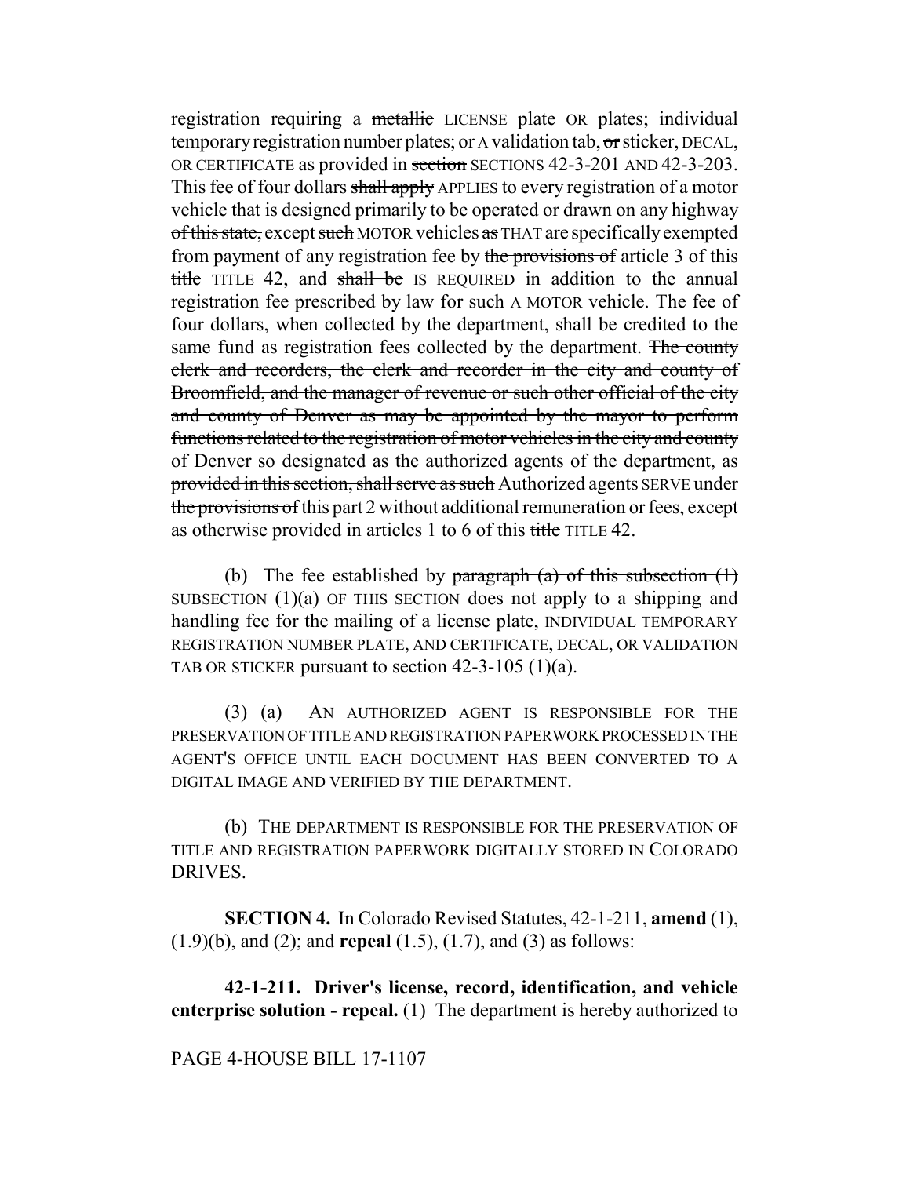registration requiring a ~~metallic~~ LICENSE plate OR plates; individual temporary registration number plates; or A validation tab, ~~or~~ sticker, DECAL, OR CERTIFICATE as provided in ~~section~~ SECTIONS 42-3-201 AND 42-3-203. This fee of four dollars ~~shall apply~~ APPLIES to every registration of a motor vehicle ~~that is designed primarily to be operated or drawn on any highway of this state,~~ except ~~such~~ MOTOR vehicles ~~as~~ THAT are specifically exempted from payment of any registration fee by ~~the provisions of~~ article 3 of this ~~title~~ TITLE 42, and ~~shall be~~ IS REQUIRED in addition to the annual registration fee prescribed by law for ~~such~~ A MOTOR vehicle. The fee of four dollars, when collected by the department, shall be credited to the same fund as registration fees collected by the department. ~~The county clerk and recorders, the clerk and recorder in the city and county of Broomfield, and the manager of revenue or such other official of the city and county of Denver as may be appointed by the mayor to perform functions related to the registration of motor vehicles in the city and county of Denver so designated as the authorized agents of the department, as provided in this section, shall serve as such~~ Authorized agents SERVE under ~~the provisions of~~ this part 2 without additional remuneration or fees, except as otherwise provided in articles 1 to 6 of this ~~title~~ TITLE 42.

(b) The fee established by ~~paragraph (a) of this subsection (1)~~ SUBSECTION (1)(a) OF THIS SECTION does not apply to a shipping and handling fee for the mailing of a license plate, INDIVIDUAL TEMPORARY REGISTRATION NUMBER PLATE, AND CERTIFICATE, DECAL, OR VALIDATION TAB OR STICKER pursuant to section 42-3-105 (1)(a).

(3) (a) AN AUTHORIZED AGENT IS RESPONSIBLE FOR THE PRESERVATION OF TITLE AND REGISTRATION PAPERWORK PROCESSED IN THE AGENT'S OFFICE UNTIL EACH DOCUMENT HAS BEEN CONVERTED TO A DIGITAL IMAGE AND VERIFIED BY THE DEPARTMENT.

(b) THE DEPARTMENT IS RESPONSIBLE FOR THE PRESERVATION OF TITLE AND REGISTRATION PAPERWORK DIGITALLY STORED IN COLORADO DRIVES.

**SECTION 4.** In Colorado Revised Statutes, 42-1-211, **amend** (1), (1.9)(b), and (2); and **repeal** (1.5), (1.7), and (3) as follows:

**42-1-211. Driver's license, record, identification, and vehicle enterprise solution - repeal.** (1) The department is hereby authorized to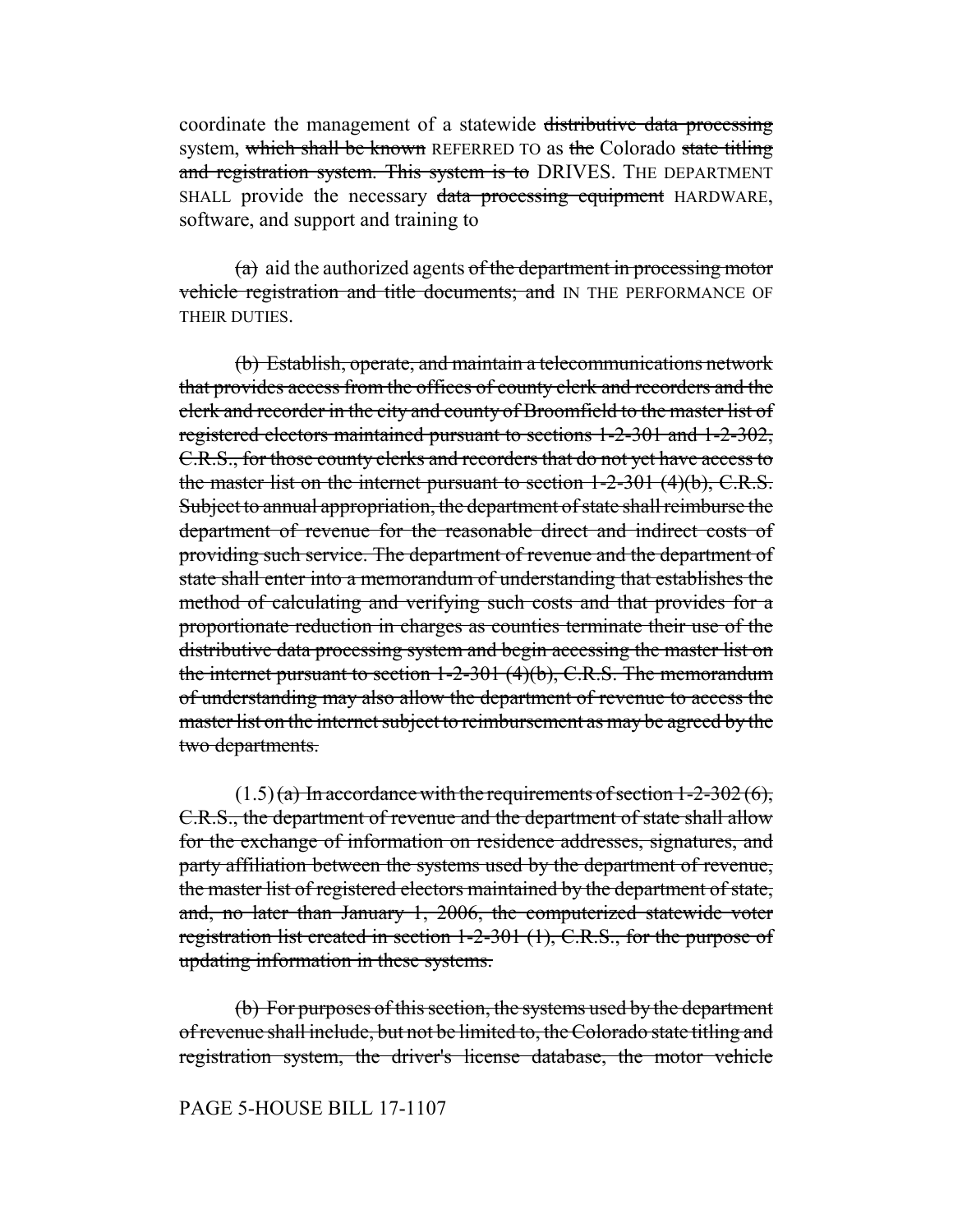coordinate the management of a statewide ~~distributive data processing~~ system, ~~which shall be known~~ REFERRED TO as ~~the~~ Colorado ~~state titling and registration system. This system is to~~ DRIVES. THE DEPARTMENT SHALL provide the necessary ~~data processing equipment~~ HARDWARE, software, and support and training to

~~(a)~~ aid the authorized agents ~~of the department in processing motor vehicle registration and title documents; and~~ IN THE PERFORMANCE OF THEIR DUTIES.

~~(b) Establish, operate, and maintain a telecommunications network that provides access from the offices of county clerk and recorders and the clerk and recorder in the city and county of Broomfield to the master list of registered electors maintained pursuant to sections 1-2-301 and 1-2-302, C.R.S., for those county clerks and recorders that do not yet have access to the master list on the internet pursuant to section 1-2-301 (4)(b), C.R.S. Subject to annual appropriation, the department of state shall reimburse the department of revenue for the reasonable direct and indirect costs of providing such service. The department of revenue and the department of state shall enter into a memorandum of understanding that establishes the method of calculating and verifying such costs and that provides for a proportionate reduction in charges as counties terminate their use of the distributive data processing system and begin accessing the master list on the internet pursuant to section 1-2-301 (4)(b), C.R.S. The memorandum of understanding may also allow the department of revenue to access the master list on the internet subject to reimbursement as may be agreed by the two departments.~~

(1.5) ~~(a) In accordance with the requirements of section 1-2-302 (6), C.R.S., the department of revenue and the department of state shall allow for the exchange of information on residence addresses, signatures, and party affiliation between the systems used by the department of revenue, the master list of registered electors maintained by the department of state, and, no later than January 1, 2006, the computerized statewide voter registration list created in section 1-2-301 (1), C.R.S., for the purpose of updating information in these systems.~~

~~(b) For purposes of this section, the systems used by the department of revenue shall include, but not be limited to, the Colorado state titling and registration system, the driver's license database, the motor vehicle~~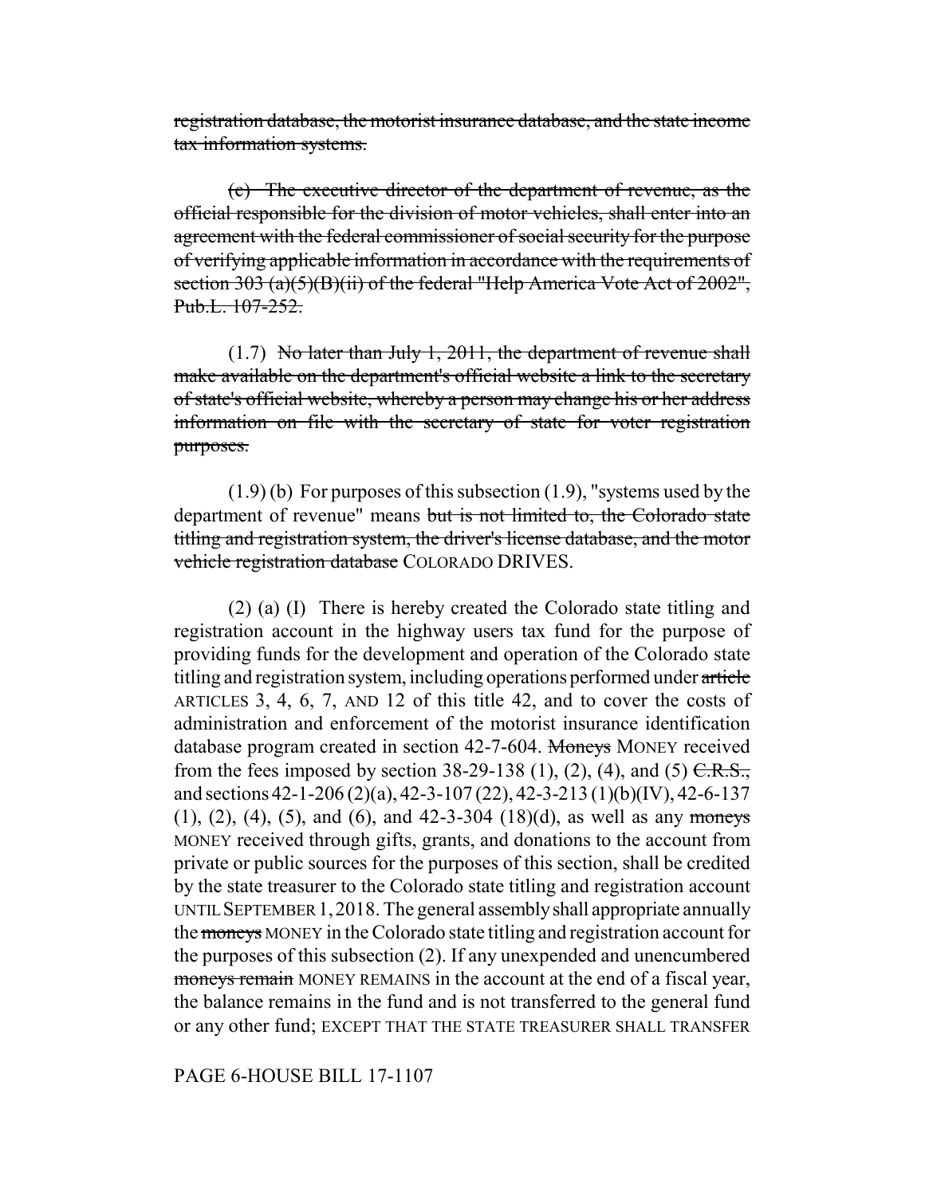~~registration database, the motorist insurance database, and the state income tax information systems.~~

~~(c) The executive director of the department of revenue, as the official responsible for the division of motor vehicles, shall enter into an agreement with the federal commissioner of social security for the purpose of verifying applicable information in accordance with the requirements of section 303 (a)(5)(B)(ii) of the federal "Help America Vote Act of 2002", Pub.L. 107-252.~~

(1.7) ~~No later than July 1, 2011, the department of revenue shall make available on the department's official website a link to the secretary of state's official website, whereby a person may change his or her address information on file with the secretary of state for voter registration purposes.~~

(1.9) (b) For purposes of this subsection (1.9), "systems used by the department of revenue" means ~~but is not limited to, the Colorado state titling and registration system, the driver's license database, and the motor vehicle registration database~~ COLORADO DRIVES.

(2) (a) (I) There is hereby created the Colorado state titling and registration account in the highway users tax fund for the purpose of providing funds for the development and operation of the Colorado state titling and registration system, including operations performed under ~~article~~ ARTICLES 3, 4, 6, 7, AND 12 of this title 42, and to cover the costs of administration and enforcement of the motorist insurance identification database program created in section 42-7-604. ~~Moneys~~ MONEY received from the fees imposed by section 38-29-138 (1), (2), (4), and (5) ~~C.R.S.,~~ and sections 42-1-206 (2)(a), 42-3-107 (22), 42-3-213 (1)(b)(IV), 42-6-137 (1), (2), (4), (5), and (6), and 42-3-304 (18)(d), as well as any ~~moneys~~ MONEY received through gifts, grants, and donations to the account from private or public sources for the purposes of this section, shall be credited by the state treasurer to the Colorado state titling and registration account UNTIL SEPTEMBER 1, 2018. The general assembly shall appropriate annually the ~~moneys~~ MONEY in the Colorado state titling and registration account for the purposes of this subsection (2). If any unexpended and unencumbered ~~moneys remain~~ MONEY REMAINS in the account at the end of a fiscal year, the balance remains in the fund and is not transferred to the general fund or any other fund; EXCEPT THAT THE STATE TREASURER SHALL TRANSFER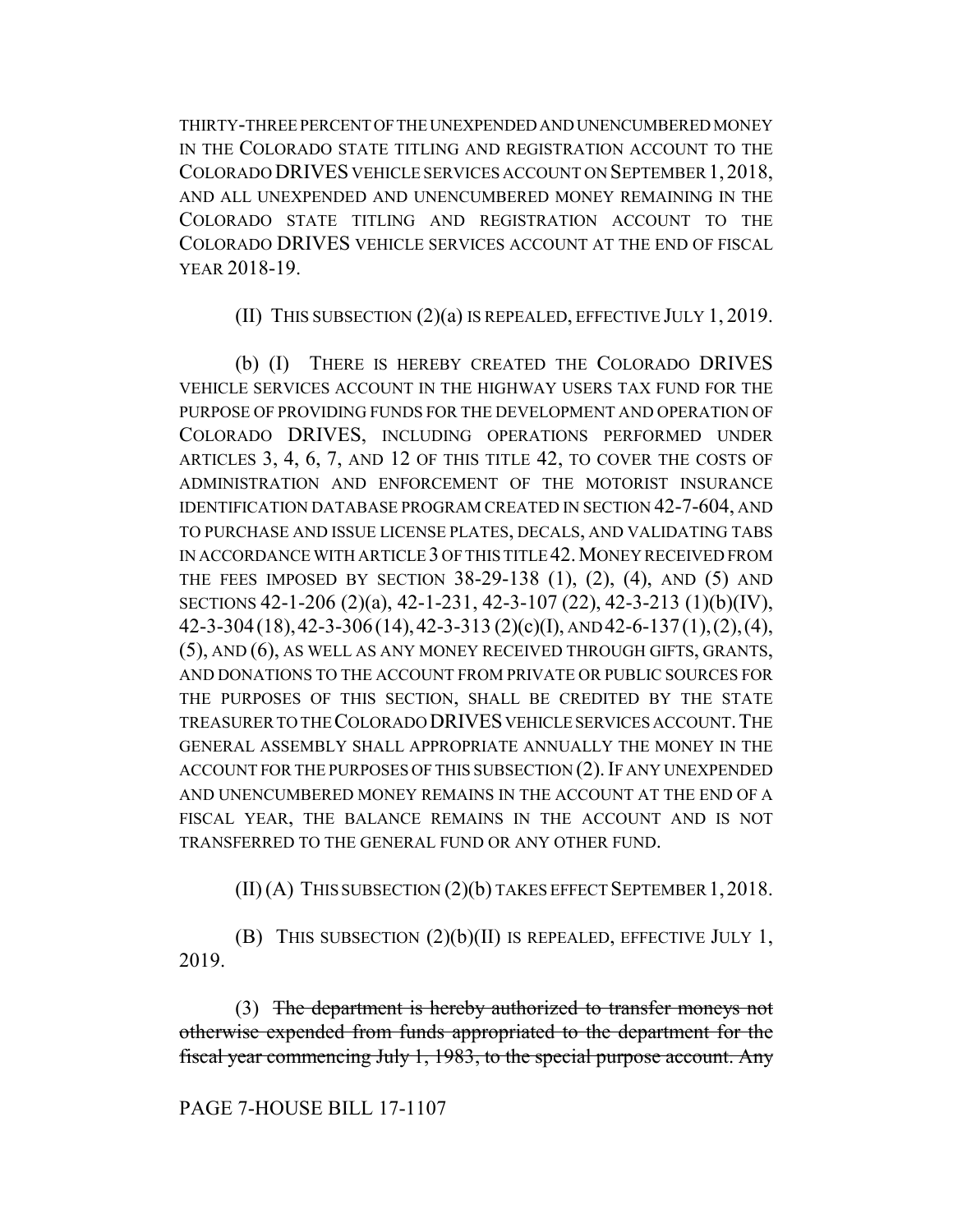THIRTY-THREE PERCENT OF THE UNEXPENDED AND UNENCUMBERED MONEY IN THE COLORADO STATE TITLING AND REGISTRATION ACCOUNT TO THE COLORADO DRIVES VEHICLE SERVICES ACCOUNT ON SEPTEMBER 1, 2018, AND ALL UNEXPENDED AND UNENCUMBERED MONEY REMAINING IN THE COLORADO STATE TITLING AND REGISTRATION ACCOUNT TO THE COLORADO DRIVES VEHICLE SERVICES ACCOUNT AT THE END OF FISCAL YEAR 2018-19.

(II) THIS SUBSECTION (2)(a) IS REPEALED, EFFECTIVE JULY 1, 2019.

(b) (I) THERE IS HEREBY CREATED THE COLORADO DRIVES VEHICLE SERVICES ACCOUNT IN THE HIGHWAY USERS TAX FUND FOR THE PURPOSE OF PROVIDING FUNDS FOR THE DEVELOPMENT AND OPERATION OF COLORADO DRIVES, INCLUDING OPERATIONS PERFORMED UNDER ARTICLES 3, 4, 6, 7, AND 12 OF THIS TITLE 42, TO COVER THE COSTS OF ADMINISTRATION AND ENFORCEMENT OF THE MOTORIST INSURANCE IDENTIFICATION DATABASE PROGRAM CREATED IN SECTION 42-7-604, AND TO PURCHASE AND ISSUE LICENSE PLATES, DECALS, AND VALIDATING TABS IN ACCORDANCE WITH ARTICLE 3 OF THIS TITLE 42. MONEY RECEIVED FROM THE FEES IMPOSED BY SECTION 38-29-138 (1), (2), (4), AND (5) AND SECTIONS 42-1-206 (2)(a), 42-1-231, 42-3-107 (22), 42-3-213 (1)(b)(IV), 42-3-304 (18), 42-3-306 (14), 42-3-313 (2)(c)(I), AND 42-6-137 (1), (2), (4), (5), AND (6), AS WELL AS ANY MONEY RECEIVED THROUGH GIFTS, GRANTS, AND DONATIONS TO THE ACCOUNT FROM PRIVATE OR PUBLIC SOURCES FOR THE PURPOSES OF THIS SECTION, SHALL BE CREDITED BY THE STATE TREASURER TO THE COLORADO DRIVES VEHICLE SERVICES ACCOUNT. THE GENERAL ASSEMBLY SHALL APPROPRIATE ANNUALLY THE MONEY IN THE ACCOUNT FOR THE PURPOSES OF THIS SUBSECTION (2). IF ANY UNEXPENDED AND UNENCUMBERED MONEY REMAINS IN THE ACCOUNT AT THE END OF A FISCAL YEAR, THE BALANCE REMAINS IN THE ACCOUNT AND IS NOT TRANSFERRED TO THE GENERAL FUND OR ANY OTHER FUND.

(II) (A) THIS SUBSECTION (2)(b) TAKES EFFECT SEPTEMBER 1, 2018.

(B) THIS SUBSECTION (2)(b)(II) IS REPEALED, EFFECTIVE JULY 1, 2019.

(3) ~~The department is hereby authorized to transfer moneys not otherwise expended from funds appropriated to the department for the fiscal year commencing July 1, 1983, to the special purpose account. Any~~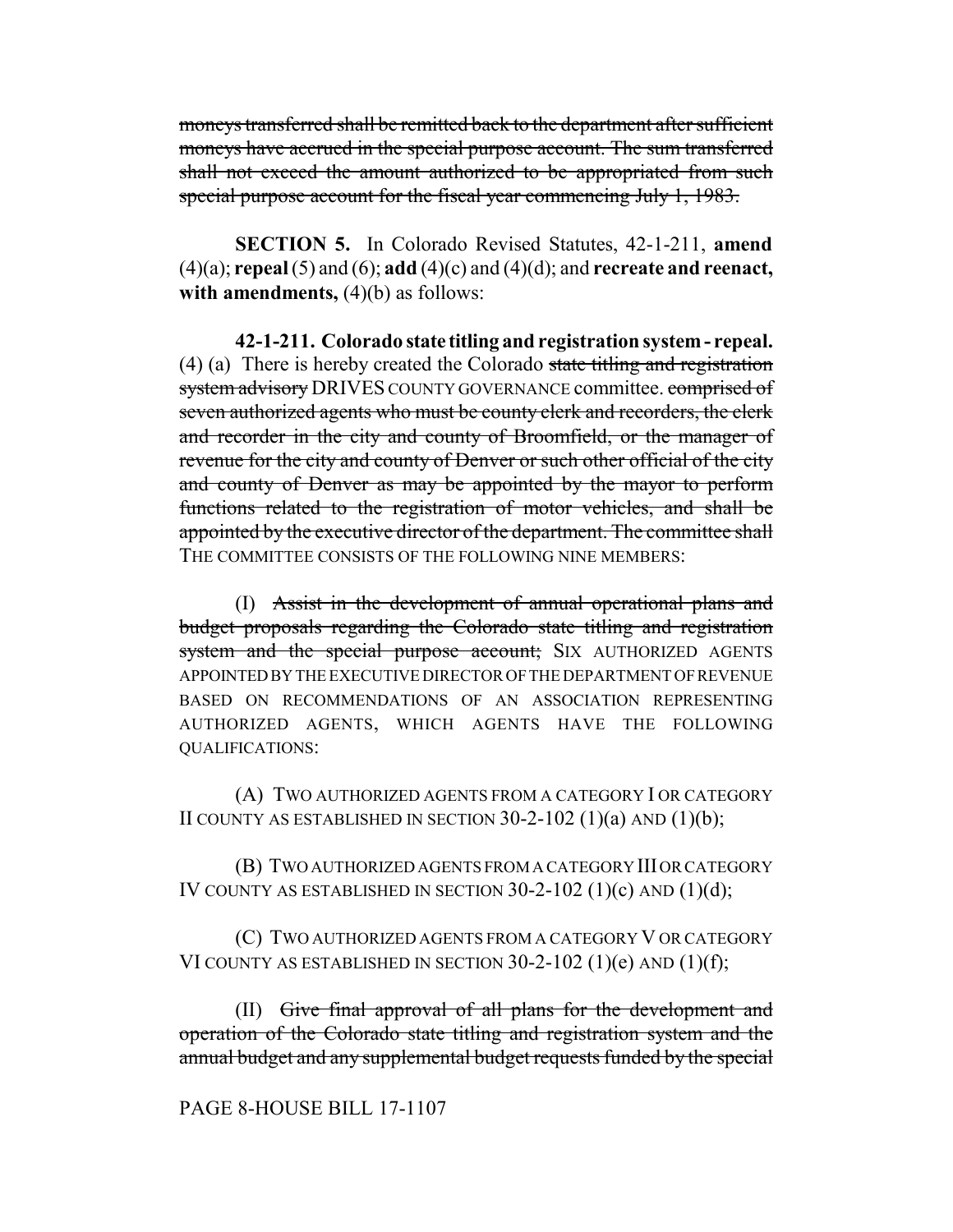~~moneys transferred shall be remitted back to the department after sufficient moneys have accrued in the special purpose account. The sum transferred shall not exceed the amount authorized to be appropriated from such special purpose account for the fiscal year commencing July 1, 1983.~~

**SECTION 5.** In Colorado Revised Statutes, 42-1-211, **amend** (4)(a); **repeal** (5) and (6); **add** (4)(c) and (4)(d); and **recreate and reenact, with amendments,** (4)(b) as follows:

**42-1-211. Colorado state titling and registration system - repeal.** (4) (a) There is hereby created the Colorado ~~state titling and registration system advisory~~ DRIVES COUNTY GOVERNANCE committee. ~~comprised of seven authorized agents who must be county clerk and recorders, the clerk and recorder in the city and county of Broomfield, or the manager of revenue for the city and county of Denver or such other official of the city and county of Denver as may be appointed by the mayor to perform functions related to the registration of motor vehicles, and shall be appointed by the executive director of the department. The committee shall~~ THE COMMITTEE CONSISTS OF THE FOLLOWING NINE MEMBERS:

(I) ~~Assist in the development of annual operational plans and budget proposals regarding the Colorado state titling and registration system and the special purpose account;~~ SIX AUTHORIZED AGENTS APPOINTED BY THE EXECUTIVE DIRECTOR OF THE DEPARTMENT OF REVENUE BASED ON RECOMMENDATIONS OF AN ASSOCIATION REPRESENTING AUTHORIZED AGENTS, WHICH AGENTS HAVE THE FOLLOWING QUALIFICATIONS:

(A) TWO AUTHORIZED AGENTS FROM A CATEGORY I OR CATEGORY II COUNTY AS ESTABLISHED IN SECTION 30-2-102 (1)(a) AND (1)(b);

(B) TWO AUTHORIZED AGENTS FROM A CATEGORY III OR CATEGORY IV COUNTY AS ESTABLISHED IN SECTION 30-2-102 (1)(c) AND (1)(d);

(C) TWO AUTHORIZED AGENTS FROM A CATEGORY V OR CATEGORY VI COUNTY AS ESTABLISHED IN SECTION 30-2-102 (1)(e) AND (1)(f);

(II) ~~Give final approval of all plans for the development and operation of the Colorado state titling and registration system and the annual budget and any supplemental budget requests funded by the special~~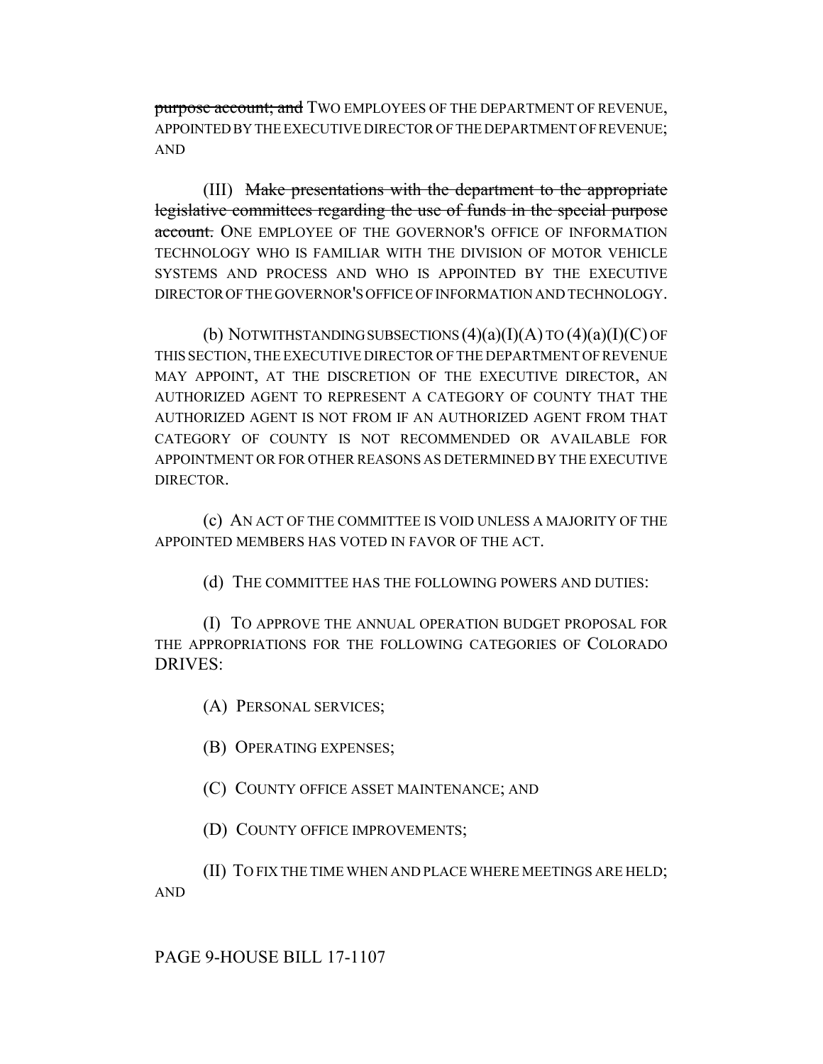~~purpose account; and~~ TWO EMPLOYEES OF THE DEPARTMENT OF REVENUE, APPOINTED BY THE EXECUTIVE DIRECTOR OF THE DEPARTMENT OF REVENUE; AND

(III) ~~Make presentations with the department to the appropriate legislative committees regarding the use of funds in the special purpose account.~~ ONE EMPLOYEE OF THE GOVERNOR'S OFFICE OF INFORMATION TECHNOLOGY WHO IS FAMILIAR WITH THE DIVISION OF MOTOR VEHICLE SYSTEMS AND PROCESS AND WHO IS APPOINTED BY THE EXECUTIVE DIRECTOR OF THE GOVERNOR'S OFFICE OF INFORMATION AND TECHNOLOGY.

(b) NOTWITHSTANDING SUBSECTIONS (4)(a)(I)(A) TO (4)(a)(I)(C) OF THIS SECTION, THE EXECUTIVE DIRECTOR OF THE DEPARTMENT OF REVENUE MAY APPOINT, AT THE DISCRETION OF THE EXECUTIVE DIRECTOR, AN AUTHORIZED AGENT TO REPRESENT A CATEGORY OF COUNTY THAT THE AUTHORIZED AGENT IS NOT FROM IF AN AUTHORIZED AGENT FROM THAT CATEGORY OF COUNTY IS NOT RECOMMENDED OR AVAILABLE FOR APPOINTMENT OR FOR OTHER REASONS AS DETERMINED BY THE EXECUTIVE DIRECTOR.

(c) AN ACT OF THE COMMITTEE IS VOID UNLESS A MAJORITY OF THE APPOINTED MEMBERS HAS VOTED IN FAVOR OF THE ACT.

(d) THE COMMITTEE HAS THE FOLLOWING POWERS AND DUTIES:

(I) TO APPROVE THE ANNUAL OPERATION BUDGET PROPOSAL FOR THE APPROPRIATIONS FOR THE FOLLOWING CATEGORIES OF COLORADO DRIVES:

(A) PERSONAL SERVICES;

(B) OPERATING EXPENSES;

(C) COUNTY OFFICE ASSET MAINTENANCE; AND

(D) COUNTY OFFICE IMPROVEMENTS;

(II) TO FIX THE TIME WHEN AND PLACE WHERE MEETINGS ARE HELD; AND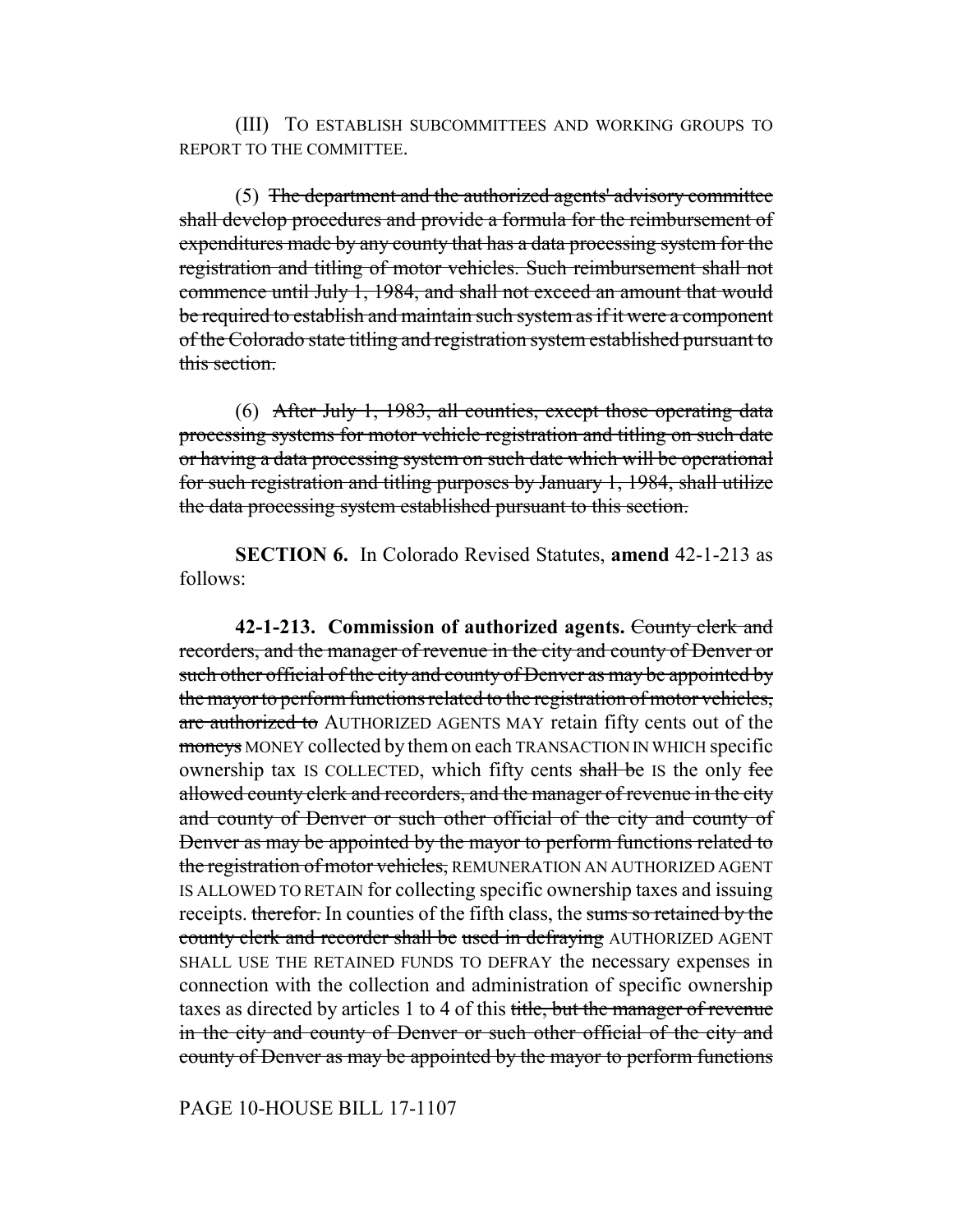(III) TO ESTABLISH SUBCOMMITTEES AND WORKING GROUPS TO REPORT TO THE COMMITTEE.

(5) ~~The department and the authorized agents' advisory committee shall develop procedures and provide a formula for the reimbursement of expenditures made by any county that has a data processing system for the registration and titling of motor vehicles. Such reimbursement shall not commence until July 1, 1984, and shall not exceed an amount that would be required to establish and maintain such system as if it were a component of the Colorado state titling and registration system established pursuant to this section.~~

(6) ~~After July 1, 1983, all counties, except those operating data processing systems for motor vehicle registration and titling on such date or having a data processing system on such date which will be operational for such registration and titling purposes by January 1, 1984, shall utilize the data processing system established pursuant to this section.~~

**SECTION 6.** In Colorado Revised Statutes, **amend** 42-1-213 as follows:

**42-1-213. Commission of authorized agents.** ~~County clerk and recorders, and the manager of revenue in the city and county of Denver or such other official of the city and county of Denver as may be appointed by the mayor to perform functions related to the registration of motor vehicles, are authorized to~~ AUTHORIZED AGENTS MAY retain fifty cents out of the ~~moneys~~ MONEY collected by them on each TRANSACTION IN WHICH specific ownership tax IS COLLECTED, which fifty cents ~~shall be~~ IS the only ~~fee allowed county clerk and recorders, and the manager of revenue in the city and county of Denver or such other official of the city and county of Denver as may be appointed by the mayor to perform functions related to the registration of motor vehicles,~~ REMUNERATION AN AUTHORIZED AGENT IS ALLOWED TO RETAIN for collecting specific ownership taxes and issuing receipts. ~~therefor.~~ In counties of the fifth class, the ~~sums so retained by the county clerk and recorder shall be used in defraying~~ AUTHORIZED AGENT SHALL USE THE RETAINED FUNDS TO DEFRAY the necessary expenses in connection with the collection and administration of specific ownership taxes as directed by articles 1 to 4 of this ~~title, but the manager of revenue in the city and county of Denver or such other official of the city and county of Denver as may be appointed by the mayor to perform functions~~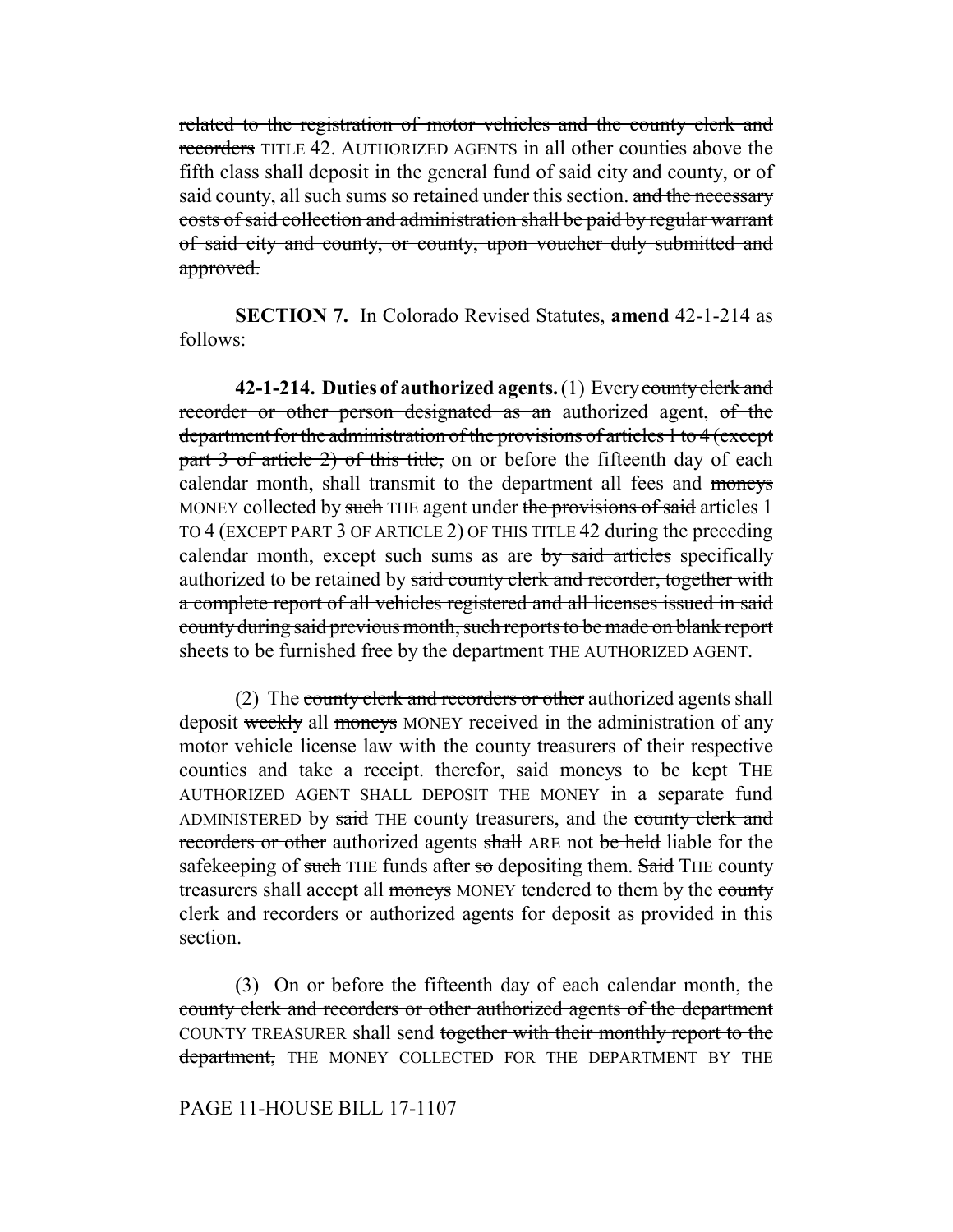~~related to the registration of motor vehicles and the county clerk and recorders~~ TITLE 42. AUTHORIZED AGENTS in all other counties above the fifth class shall deposit in the general fund of said city and county, or of said county, all such sums so retained under this section. ~~and the necessary costs of said collection and administration shall be paid by regular warrant of said city and county, or county, upon voucher duly submitted and approved.~~

**SECTION 7.** In Colorado Revised Statutes, **amend** 42-1-214 as follows:

**42-1-214. Duties of authorized agents.** (1) Every ~~county clerk and recorder or other person designated as an~~ authorized agent, ~~of the department for the administration of the provisions of articles 1 to 4 (except part 3 of article 2) of this title,~~ on or before the fifteenth day of each calendar month, shall transmit to the department all fees and ~~moneys~~ MONEY collected by ~~such~~ THE agent under ~~the provisions of said~~ articles 1 TO 4 (EXCEPT PART 3 OF ARTICLE 2) OF THIS TITLE 42 during the preceding calendar month, except such sums as are ~~by said articles~~ specifically authorized to be retained by ~~said county clerk and recorder, together with a complete report of all vehicles registered and all licenses issued in said county during said previous month, such reports to be made on blank report sheets to be furnished free by the department~~ THE AUTHORIZED AGENT.

(2) The ~~county clerk and recorders or other~~ authorized agents shall deposit ~~weekly~~ all ~~moneys~~ MONEY received in the administration of any motor vehicle license law with the county treasurers of their respective counties and take a receipt. ~~therefor, said moneys to be kept~~ THE AUTHORIZED AGENT SHALL DEPOSIT THE MONEY in a separate fund ADMINISTERED by ~~said~~ THE county treasurers, and the ~~county clerk and recorders or other~~ authorized agents ~~shall~~ ARE not ~~be held~~ liable for the safekeeping of ~~such~~ THE funds after ~~so~~ depositing them. ~~Said~~ THE county treasurers shall accept all ~~moneys~~ MONEY tendered to them by the ~~county clerk and recorders or~~ authorized agents for deposit as provided in this section.

(3) On or before the fifteenth day of each calendar month, the ~~county clerk and recorders or other authorized agents of the department~~ COUNTY TREASURER shall send ~~together with their monthly report to the department,~~ THE MONEY COLLECTED FOR THE DEPARTMENT BY THE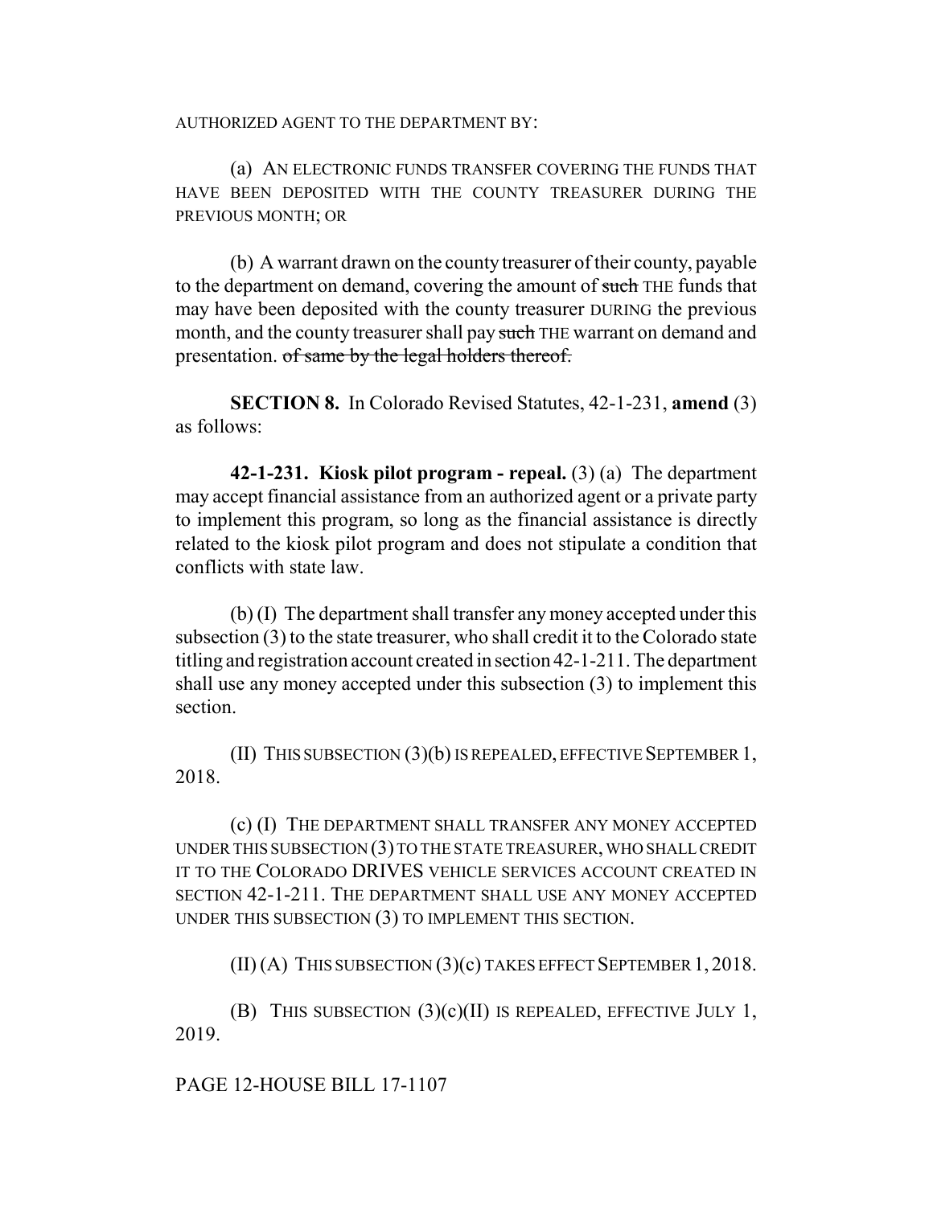AUTHORIZED AGENT TO THE DEPARTMENT BY:

(a) AN ELECTRONIC FUNDS TRANSFER COVERING THE FUNDS THAT HAVE BEEN DEPOSITED WITH THE COUNTY TREASURER DURING THE PREVIOUS MONTH; OR

(b) A warrant drawn on the county treasurer of their county, payable to the department on demand, covering the amount of ~~such~~ THE funds that may have been deposited with the county treasurer DURING the previous month, and the county treasurer shall pay ~~such~~ THE warrant on demand and presentation. ~~of same by the legal holders thereof.~~

**SECTION 8.** In Colorado Revised Statutes, 42-1-231, **amend** (3) as follows:

**42-1-231. Kiosk pilot program - repeal.** (3) (a) The department may accept financial assistance from an authorized agent or a private party to implement this program, so long as the financial assistance is directly related to the kiosk pilot program and does not stipulate a condition that conflicts with state law.

(b) (I) The department shall transfer any money accepted under this subsection (3) to the state treasurer, who shall credit it to the Colorado state titling and registration account created in section 42-1-211. The department shall use any money accepted under this subsection (3) to implement this section.

(II) THIS SUBSECTION (3)(b) IS REPEALED, EFFECTIVE SEPTEMBER 1, 2018.

(c) (I) THE DEPARTMENT SHALL TRANSFER ANY MONEY ACCEPTED UNDER THIS SUBSECTION (3) TO THE STATE TREASURER, WHO SHALL CREDIT IT TO THE COLORADO DRIVES VEHICLE SERVICES ACCOUNT CREATED IN SECTION 42-1-211. THE DEPARTMENT SHALL USE ANY MONEY ACCEPTED UNDER THIS SUBSECTION (3) TO IMPLEMENT THIS SECTION.

(II) (A) THIS SUBSECTION (3)(c) TAKES EFFECT SEPTEMBER 1, 2018.

(B) THIS SUBSECTION (3)(c)(II) IS REPEALED, EFFECTIVE JULY 1, 2019.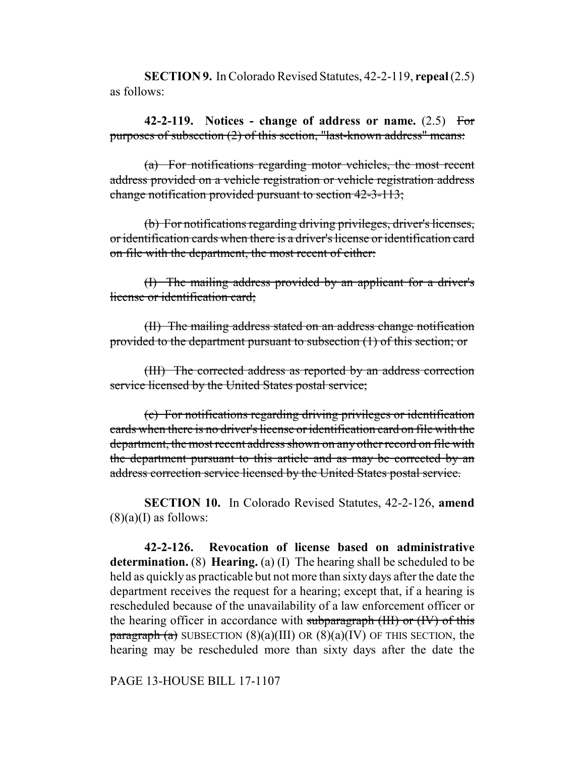**SECTION 9.** In Colorado Revised Statutes, 42-2-119, **repeal** (2.5) as follows:

**42-2-119. Notices - change of address or name.** (2.5) ~~For purposes of subsection (2) of this section, "last-known address" means:~~

~~(a) For notifications regarding motor vehicles, the most recent address provided on a vehicle registration or vehicle registration address change notification provided pursuant to section 42-3-113;~~

~~(b) For notifications regarding driving privileges, driver's licenses, or identification cards when there is a driver's license or identification card on file with the department, the most recent of either:~~

~~(I) The mailing address provided by an applicant for a driver's license or identification card;~~

~~(II) The mailing address stated on an address change notification provided to the department pursuant to subsection (1) of this section; or~~

~~(III) The corrected address as reported by an address correction service licensed by the United States postal service;~~

~~(c) For notifications regarding driving privileges or identification cards when there is no driver's license or identification card on file with the department, the most recent address shown on any other record on file with the department pursuant to this article and as may be corrected by an address correction service licensed by the United States postal service.~~

**SECTION 10.** In Colorado Revised Statutes, 42-2-126, **amend** (8)(a)(I) as follows:

**42-2-126. Revocation of license based on administrative determination.** (8) **Hearing.** (a) (I) The hearing shall be scheduled to be held as quickly as practicable but not more than sixty days after the date the department receives the request for a hearing; except that, if a hearing is rescheduled because of the unavailability of a law enforcement officer or the hearing officer in accordance with ~~subparagraph (III) or (IV) of this paragraph (a)~~ SUBSECTION (8)(a)(III) OR (8)(a)(IV) OF THIS SECTION, the hearing may be rescheduled more than sixty days after the date the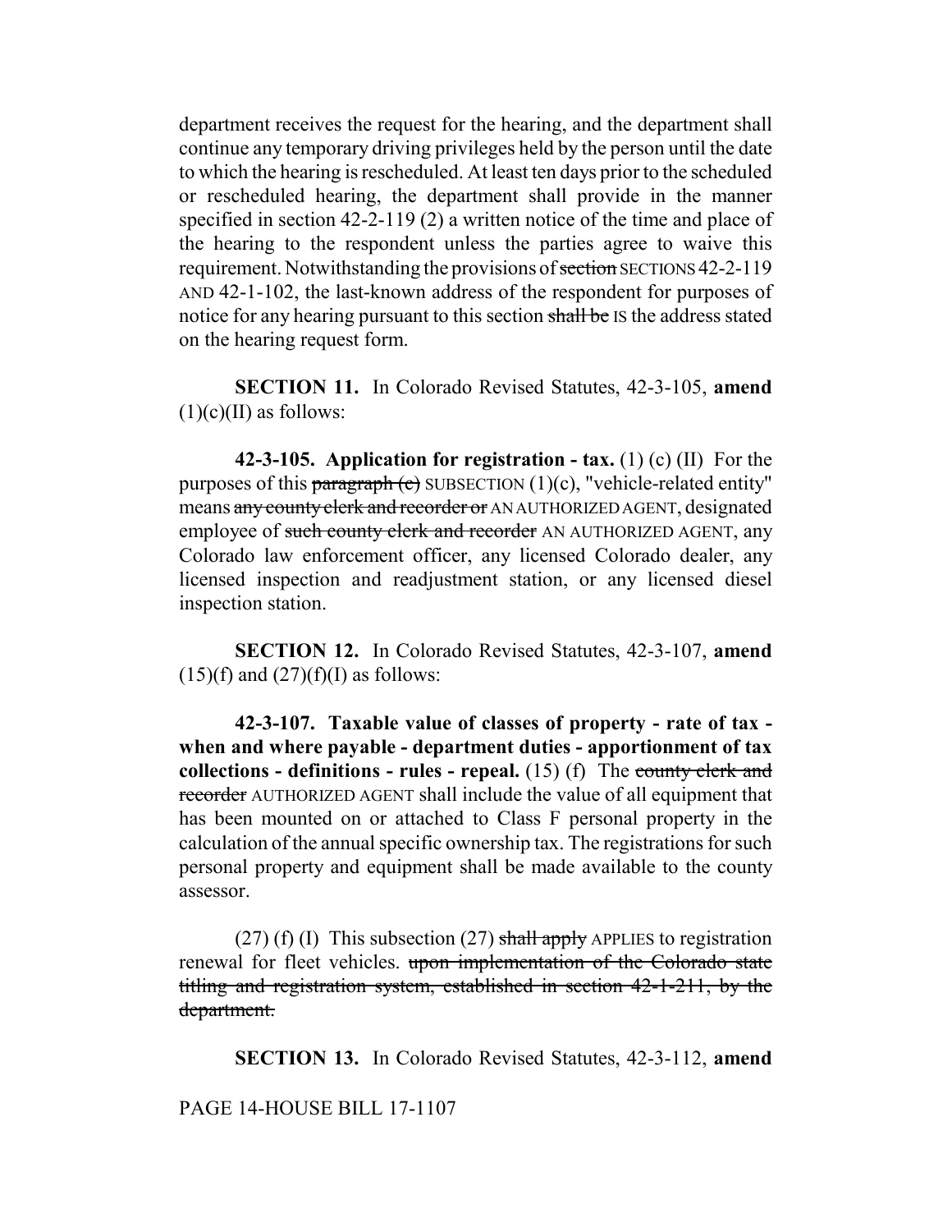department receives the request for the hearing, and the department shall continue any temporary driving privileges held by the person until the date to which the hearing is rescheduled. At least ten days prior to the scheduled or rescheduled hearing, the department shall provide in the manner specified in section 42-2-119 (2) a written notice of the time and place of the hearing to the respondent unless the parties agree to waive this requirement. Notwithstanding the provisions of ~~section~~ SECTIONS 42-2-119 AND 42-1-102, the last-known address of the respondent for purposes of notice for any hearing pursuant to this section ~~shall be~~ IS the address stated on the hearing request form.

**SECTION 11.** In Colorado Revised Statutes, 42-3-105, **amend** (1)(c)(II) as follows:

**42-3-105. Application for registration - tax.** (1) (c) (II) For the purposes of this ~~paragraph (c)~~ SUBSECTION (1)(c), "vehicle-related entity" means ~~any county clerk and recorder or~~ AN AUTHORIZED AGENT, designated employee of ~~such county clerk and recorder~~ AN AUTHORIZED AGENT, any Colorado law enforcement officer, any licensed Colorado dealer, any licensed inspection and readjustment station, or any licensed diesel inspection station.

**SECTION 12.** In Colorado Revised Statutes, 42-3-107, **amend** (15)(f) and (27)(f)(I) as follows:

**42-3-107. Taxable value of classes of property - rate of tax - when and where payable - department duties - apportionment of tax collections - definitions - rules - repeal.** (15) (f) The ~~county clerk and recorder~~ AUTHORIZED AGENT shall include the value of all equipment that has been mounted on or attached to Class F personal property in the calculation of the annual specific ownership tax. The registrations for such personal property and equipment shall be made available to the county assessor.

(27) (f) (I) This subsection (27) ~~shall apply~~ APPLIES to registration renewal for fleet vehicles. ~~upon implementation of the Colorado state titling and registration system, established in section 42-1-211, by the department.~~

**SECTION 13.** In Colorado Revised Statutes, 42-3-112, **amend**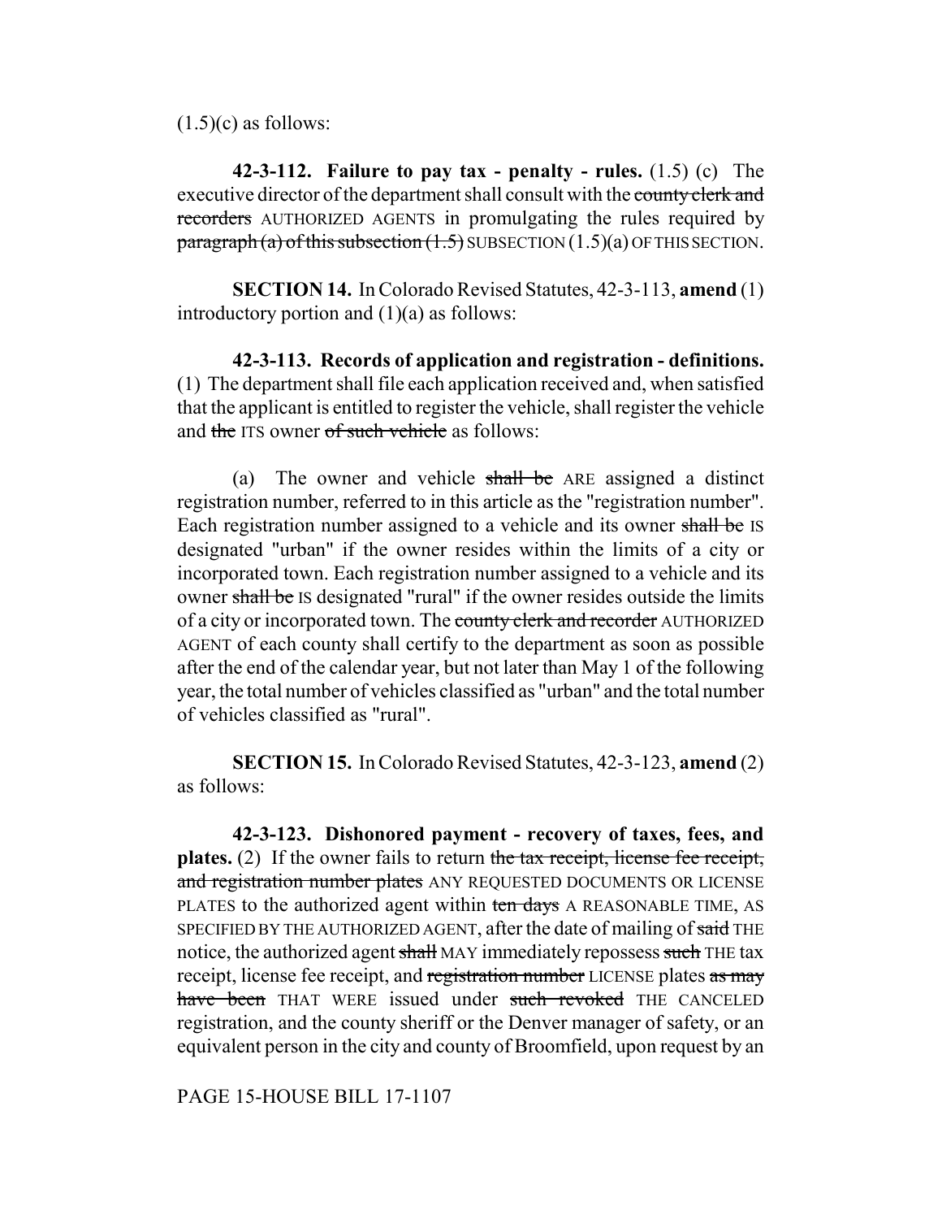(1.5)(c) as follows:

**42-3-112. Failure to pay tax - penalty - rules.** (1.5) (c) The executive director of the department shall consult with the ~~county clerk and recorders~~ AUTHORIZED AGENTS in promulgating the rules required by ~~paragraph (a) of this subsection (1.5)~~ SUBSECTION (1.5)(a) OF THIS SECTION.

**SECTION 14.** In Colorado Revised Statutes, 42-3-113, **amend** (1) introductory portion and (1)(a) as follows:

**42-3-113. Records of application and registration - definitions.** (1) The department shall file each application received and, when satisfied that the applicant is entitled to register the vehicle, shall register the vehicle and ~~the~~ ITS owner ~~of such vehicle~~ as follows:

(a) The owner and vehicle ~~shall be~~ ARE assigned a distinct registration number, referred to in this article as the "registration number". Each registration number assigned to a vehicle and its owner ~~shall be~~ IS designated "urban" if the owner resides within the limits of a city or incorporated town. Each registration number assigned to a vehicle and its owner ~~shall be~~ IS designated "rural" if the owner resides outside the limits of a city or incorporated town. The ~~county clerk and recorder~~ AUTHORIZED AGENT of each county shall certify to the department as soon as possible after the end of the calendar year, but not later than May 1 of the following year, the total number of vehicles classified as "urban" and the total number of vehicles classified as "rural".

**SECTION 15.** In Colorado Revised Statutes, 42-3-123, **amend** (2) as follows:

**42-3-123. Dishonored payment - recovery of taxes, fees, and plates.** (2) If the owner fails to return ~~the tax receipt, license fee receipt, and registration number plates~~ ANY REQUESTED DOCUMENTS OR LICENSE PLATES to the authorized agent within ~~ten days~~ A REASONABLE TIME, AS SPECIFIED BY THE AUTHORIZED AGENT, after the date of mailing of ~~said~~ THE notice, the authorized agent ~~shall~~ MAY immediately repossess ~~such~~ THE tax receipt, license fee receipt, and ~~registration number~~ LICENSE plates ~~as may have been~~ THAT WERE issued under ~~such revoked~~ THE CANCELED registration, and the county sheriff or the Denver manager of safety, or an equivalent person in the city and county of Broomfield, upon request by an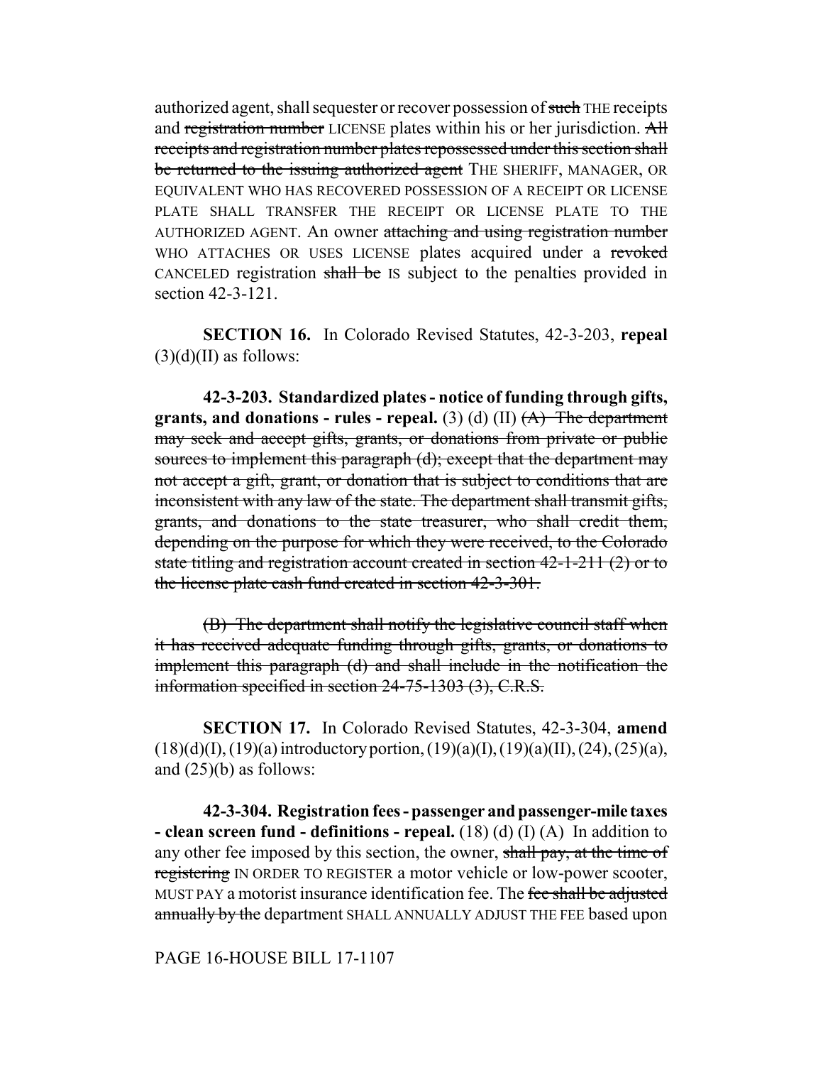authorized agent, shall sequester or recover possession of ~~such~~ THE receipts and ~~registration number~~ LICENSE plates within his or her jurisdiction. ~~All receipts and registration number plates repossessed under this section shall be returned to the issuing authorized agent~~ THE SHERIFF, MANAGER, OR EQUIVALENT WHO HAS RECOVERED POSSESSION OF A RECEIPT OR LICENSE PLATE SHALL TRANSFER THE RECEIPT OR LICENSE PLATE TO THE AUTHORIZED AGENT. An owner ~~attaching and using registration number~~ WHO ATTACHES OR USES LICENSE plates acquired under a ~~revoked~~ CANCELED registration ~~shall be~~ IS subject to the penalties provided in section 42-3-121.

**SECTION 16.** In Colorado Revised Statutes, 42-3-203, **repeal** (3)(d)(II) as follows:

**42-3-203. Standardized plates - notice of funding through gifts, grants, and donations - rules - repeal.** (3) (d) (II) ~~(A) The department may seek and accept gifts, grants, or donations from private or public sources to implement this paragraph (d); except that the department may not accept a gift, grant, or donation that is subject to conditions that are inconsistent with any law of the state. The department shall transmit gifts, grants, and donations to the state treasurer, who shall credit them, depending on the purpose for which they were received, to the Colorado state titling and registration account created in section 42-1-211 (2) or to the license plate cash fund created in section 42-3-301.~~

~~(B) The department shall notify the legislative council staff when it has received adequate funding through gifts, grants, or donations to implement this paragraph (d) and shall include in the notification the information specified in section 24-75-1303 (3), C.R.S.~~

**SECTION 17.** In Colorado Revised Statutes, 42-3-304, **amend** (18)(d)(I), (19)(a) introductory portion, (19)(a)(I), (19)(a)(II), (24), (25)(a), and (25)(b) as follows:

**42-3-304. Registration fees - passenger and passenger-mile taxes - clean screen fund - definitions - repeal.** (18) (d) (I) (A) In addition to any other fee imposed by this section, the owner, ~~shall pay, at the time of registering~~ IN ORDER TO REGISTER a motor vehicle or low-power scooter, MUST PAY a motorist insurance identification fee. The ~~fee shall be adjusted annually by the~~ department SHALL ANNUALLY ADJUST THE FEE based upon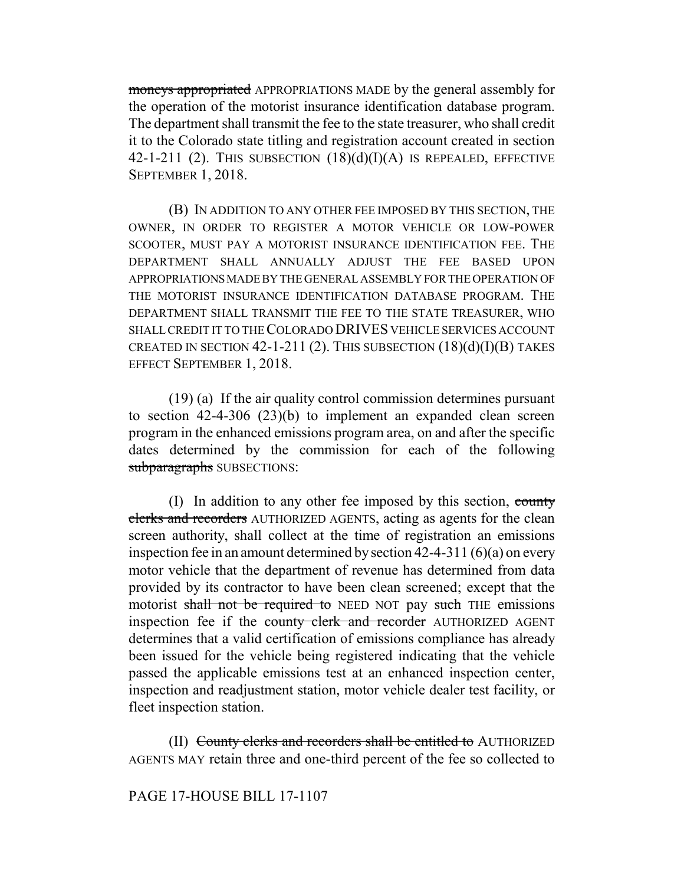~~moneys appropriated~~ APPROPRIATIONS MADE by the general assembly for the operation of the motorist insurance identification database program. The department shall transmit the fee to the state treasurer, who shall credit it to the Colorado state titling and registration account created in section 42-1-211 (2). THIS SUBSECTION (18)(d)(I)(A) IS REPEALED, EFFECTIVE SEPTEMBER 1, 2018.

(B) IN ADDITION TO ANY OTHER FEE IMPOSED BY THIS SECTION, THE OWNER, IN ORDER TO REGISTER A MOTOR VEHICLE OR LOW-POWER SCOOTER, MUST PAY A MOTORIST INSURANCE IDENTIFICATION FEE. THE DEPARTMENT SHALL ANNUALLY ADJUST THE FEE BASED UPON APPROPRIATIONS MADE BY THE GENERAL ASSEMBLY FOR THE OPERATION OF THE MOTORIST INSURANCE IDENTIFICATION DATABASE PROGRAM. THE DEPARTMENT SHALL TRANSMIT THE FEE TO THE STATE TREASURER, WHO SHALL CREDIT IT TO THE COLORADO DRIVES VEHICLE SERVICES ACCOUNT CREATED IN SECTION 42-1-211 (2). THIS SUBSECTION (18)(d)(I)(B) TAKES EFFECT SEPTEMBER 1, 2018.

(19) (a) If the air quality control commission determines pursuant to section 42-4-306 (23)(b) to implement an expanded clean screen program in the enhanced emissions program area, on and after the specific dates determined by the commission for each of the following ~~subparagraphs~~ SUBSECTIONS:

(I) In addition to any other fee imposed by this section, ~~county clerks and recorders~~ AUTHORIZED AGENTS, acting as agents for the clean screen authority, shall collect at the time of registration an emissions inspection fee in an amount determined by section 42-4-311 (6)(a) on every motor vehicle that the department of revenue has determined from data provided by its contractor to have been clean screened; except that the motorist ~~shall not be required to~~ NEED NOT pay ~~such~~ THE emissions inspection fee if the ~~county clerk and recorder~~ AUTHORIZED AGENT determines that a valid certification of emissions compliance has already been issued for the vehicle being registered indicating that the vehicle passed the applicable emissions test at an enhanced inspection center, inspection and readjustment station, motor vehicle dealer test facility, or fleet inspection station.

(II) ~~County clerks and recorders shall be entitled to~~ AUTHORIZED AGENTS MAY retain three and one-third percent of the fee so collected to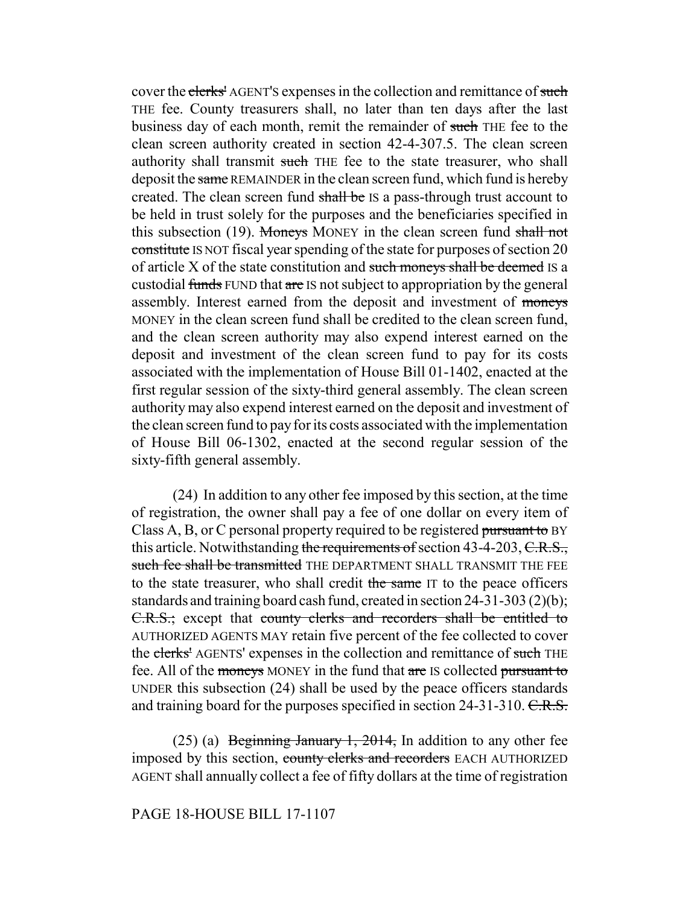cover the ~~clerks'~~ AGENT'S expenses in the collection and remittance of ~~such~~ THE fee. County treasurers shall, no later than ten days after the last business day of each month, remit the remainder of ~~such~~ THE fee to the clean screen authority created in section 42-4-307.5. The clean screen authority shall transmit ~~such~~ THE fee to the state treasurer, who shall deposit the ~~same~~ REMAINDER in the clean screen fund, which fund is hereby created. The clean screen fund ~~shall be~~ IS a pass-through trust account to be held in trust solely for the purposes and the beneficiaries specified in this subsection (19). ~~Moneys~~ MONEY in the clean screen fund ~~shall not constitute~~ IS NOT fiscal year spending of the state for purposes of section 20 of article X of the state constitution and ~~such moneys shall be deemed~~ IS a custodial ~~funds~~ FUND that ~~are~~ IS not subject to appropriation by the general assembly. Interest earned from the deposit and investment of ~~moneys~~ MONEY in the clean screen fund shall be credited to the clean screen fund, and the clean screen authority may also expend interest earned on the deposit and investment of the clean screen fund to pay for its costs associated with the implementation of House Bill 01-1402, enacted at the first regular session of the sixty-third general assembly. The clean screen authority may also expend interest earned on the deposit and investment of the clean screen fund to pay for its costs associated with the implementation of House Bill 06-1302, enacted at the second regular session of the sixty-fifth general assembly.

(24) In addition to any other fee imposed by this section, at the time of registration, the owner shall pay a fee of one dollar on every item of Class A, B, or C personal property required to be registered ~~pursuant to~~ BY this article. Notwithstanding ~~the requirements of~~ section 43-4-203, ~~C.R.S., such fee shall be transmitted~~ THE DEPARTMENT SHALL TRANSMIT THE FEE to the state treasurer, who shall credit ~~the same~~ IT to the peace officers standards and training board cash fund, created in section 24-31-303 (2)(b); ~~C.R.S.;~~ except that ~~county clerks and recorders shall be entitled to~~ AUTHORIZED AGENTS MAY retain five percent of the fee collected to cover the ~~clerks'~~ AGENTS' expenses in the collection and remittance of ~~such~~ THE fee. All of the ~~moneys~~ MONEY in the fund that ~~are~~ IS collected ~~pursuant to~~ UNDER this subsection (24) shall be used by the peace officers standards and training board for the purposes specified in section 24-31-310. ~~C.R.S.~~

(25) (a) ~~Beginning January 1, 2014,~~ In addition to any other fee imposed by this section, ~~county clerks and recorders~~ EACH AUTHORIZED AGENT shall annually collect a fee of fifty dollars at the time of registration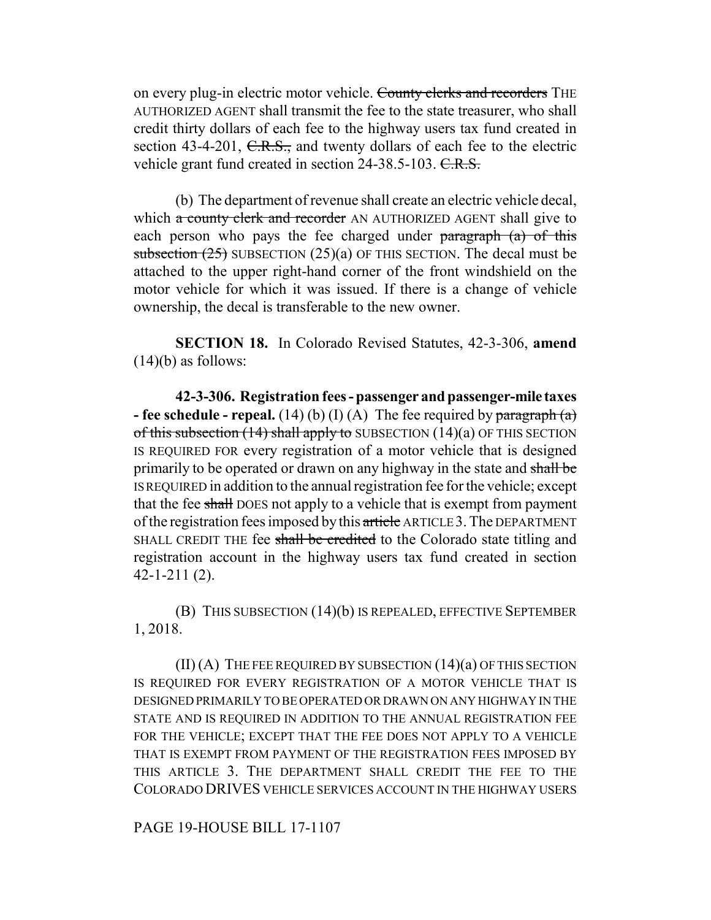on every plug-in electric motor vehicle. ~~County clerks and recorders~~ THE AUTHORIZED AGENT shall transmit the fee to the state treasurer, who shall credit thirty dollars of each fee to the highway users tax fund created in section 43-4-201, ~~C.R.S.,~~ and twenty dollars of each fee to the electric vehicle grant fund created in section 24-38.5-103. ~~C.R.S.~~

(b) The department of revenue shall create an electric vehicle decal, which ~~a county clerk and recorder~~ AN AUTHORIZED AGENT shall give to each person who pays the fee charged under ~~paragraph (a) of this subsection (25)~~ SUBSECTION (25)(a) OF THIS SECTION. The decal must be attached to the upper right-hand corner of the front windshield on the motor vehicle for which it was issued. If there is a change of vehicle ownership, the decal is transferable to the new owner.

**SECTION 18.** In Colorado Revised Statutes, 42-3-306, **amend** (14)(b) as follows:

**42-3-306. Registration fees - passenger and passenger-mile taxes - fee schedule - repeal.** (14) (b) (I) (A) The fee required by ~~paragraph (a) of this subsection (14) shall apply to~~ SUBSECTION (14)(a) OF THIS SECTION IS REQUIRED FOR every registration of a motor vehicle that is designed primarily to be operated or drawn on any highway in the state and ~~shall be~~ IS REQUIRED in addition to the annual registration fee for the vehicle; except that the fee ~~shall~~ DOES not apply to a vehicle that is exempt from payment of the registration fees imposed by this ~~article~~ ARTICLE 3. THE DEPARTMENT SHALL CREDIT THE fee ~~shall be credited~~ to the Colorado state titling and registration account in the highway users tax fund created in section 42-1-211 (2).

(B) THIS SUBSECTION (14)(b) IS REPEALED, EFFECTIVE SEPTEMBER 1, 2018.

(II) (A) THE FEE REQUIRED BY SUBSECTION (14)(a) OF THIS SECTION IS REQUIRED FOR EVERY REGISTRATION OF A MOTOR VEHICLE THAT IS DESIGNED PRIMARILY TO BE OPERATED OR DRAWN ON ANY HIGHWAY IN THE STATE AND IS REQUIRED IN ADDITION TO THE ANNUAL REGISTRATION FEE FOR THE VEHICLE; EXCEPT THAT THE FEE DOES NOT APPLY TO A VEHICLE THAT IS EXEMPT FROM PAYMENT OF THE REGISTRATION FEES IMPOSED BY THIS ARTICLE 3. THE DEPARTMENT SHALL CREDIT THE FEE TO THE COLORADO DRIVES VEHICLE SERVICES ACCOUNT IN THE HIGHWAY USERS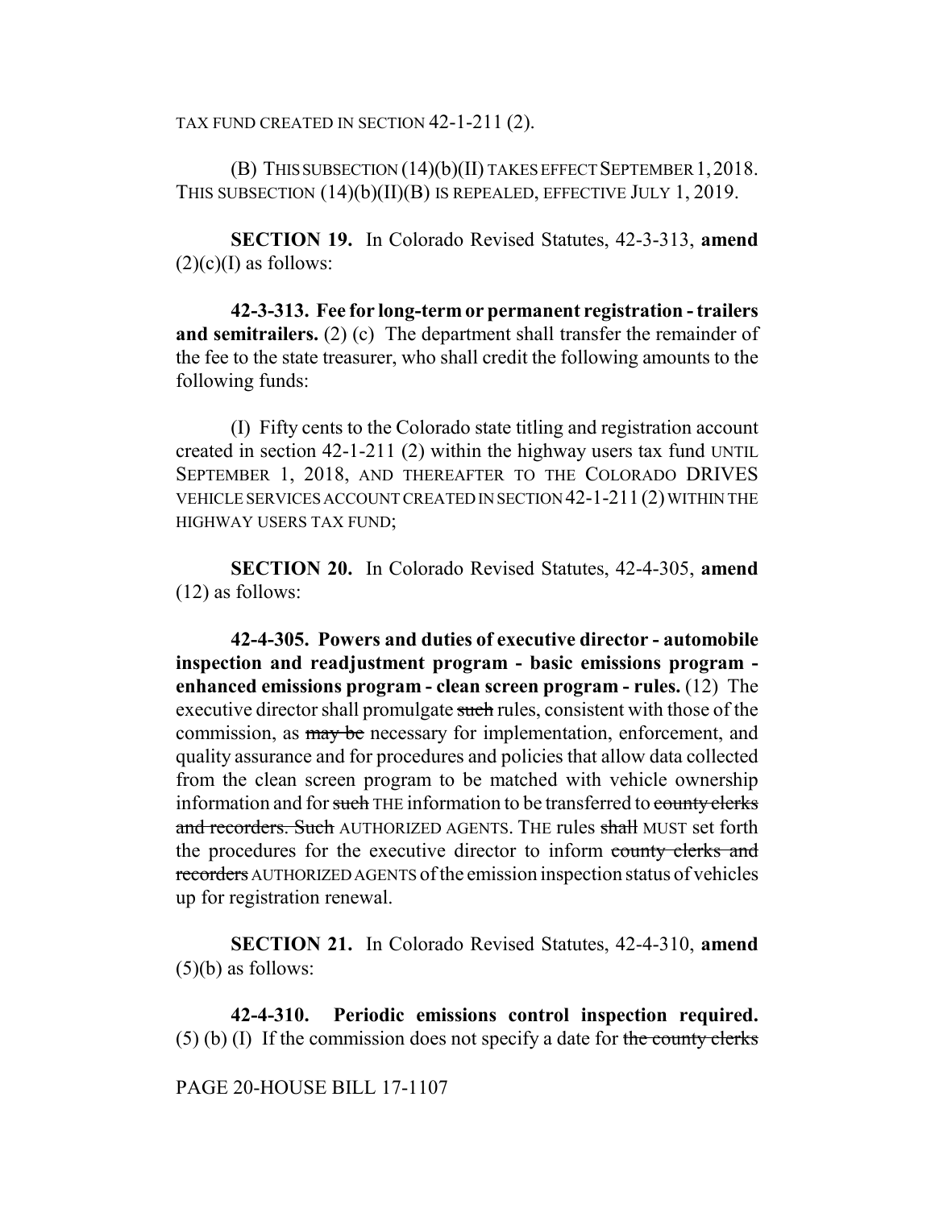TAX FUND CREATED IN SECTION 42-1-211 (2).

(B) THIS SUBSECTION (14)(b)(II) TAKES EFFECT SEPTEMBER 1, 2018. THIS SUBSECTION (14)(b)(II)(B) IS REPEALED, EFFECTIVE JULY 1, 2019.

**SECTION 19.** In Colorado Revised Statutes, 42-3-313, **amend** (2)(c)(I) as follows:

**42-3-313. Fee for long-term or permanent registration - trailers and semitrailers.** (2) (c) The department shall transfer the remainder of the fee to the state treasurer, who shall credit the following amounts to the following funds:

(I) Fifty cents to the Colorado state titling and registration account created in section 42-1-211 (2) within the highway users tax fund UNTIL SEPTEMBER 1, 2018, AND THEREAFTER TO THE COLORADO DRIVES VEHICLE SERVICES ACCOUNT CREATED IN SECTION 42-1-211 (2) WITHIN THE HIGHWAY USERS TAX FUND;

**SECTION 20.** In Colorado Revised Statutes, 42-4-305, **amend** (12) as follows:

**42-4-305. Powers and duties of executive director - automobile inspection and readjustment program - basic emissions program - enhanced emissions program - clean screen program - rules.** (12) The executive director shall promulgate ~~such~~ rules, consistent with those of the commission, as ~~may be~~ necessary for implementation, enforcement, and quality assurance and for procedures and policies that allow data collected from the clean screen program to be matched with vehicle ownership information and for ~~such~~ THE information to be transferred to ~~county clerks and recorders. Such~~ AUTHORIZED AGENTS. THE rules ~~shall~~ MUST set forth the procedures for the executive director to inform ~~county clerks and recorders~~ AUTHORIZED AGENTS of the emission inspection status of vehicles up for registration renewal.

**SECTION 21.** In Colorado Revised Statutes, 42-4-310, **amend** (5)(b) as follows:

**42-4-310. Periodic emissions control inspection required.** (5) (b) (I) If the commission does not specify a date for ~~the county clerks~~

PAGE 20-HOUSE BILL 17-1107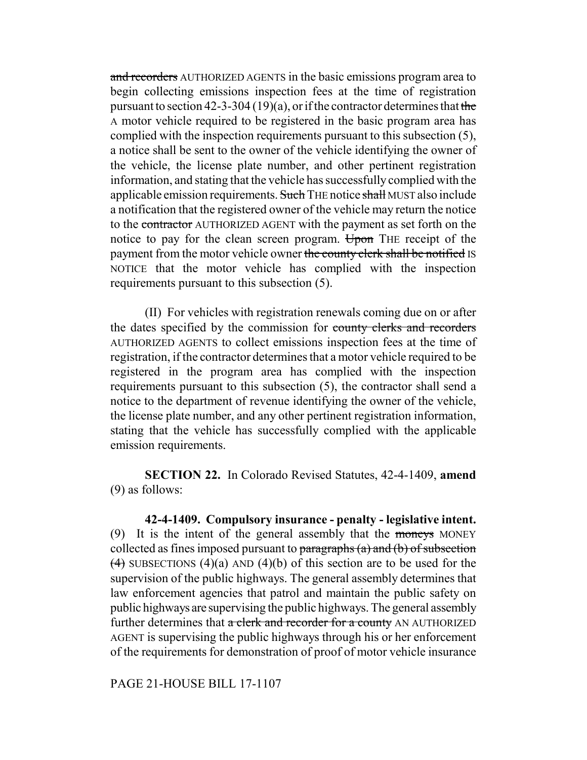and recorders AUTHORIZED AGENTS in the basic emissions program area to begin collecting emissions inspection fees at the time of registration pursuant to section 42-3-304 (19)(a), or if the contractor determines that the A motor vehicle required to be registered in the basic program area has complied with the inspection requirements pursuant to this subsection (5), a notice shall be sent to the owner of the vehicle identifying the owner of the vehicle, the license plate number, and other pertinent registration information, and stating that the vehicle has successfully complied with the applicable emission requirements. Such THE notice shall MUST also include a notification that the registered owner of the vehicle may return the notice to the contractor AUTHORIZED AGENT with the payment as set forth on the notice to pay for the clean screen program. Upon THE receipt of the payment from the motor vehicle owner the county clerk shall be notified IS NOTICE that the motor vehicle has complied with the inspection requirements pursuant to this subsection (5).

(II) For vehicles with registration renewals coming due on or after the dates specified by the commission for county clerks and recorders AUTHORIZED AGENTS to collect emissions inspection fees at the time of registration, if the contractor determines that a motor vehicle required to be registered in the program area has complied with the inspection requirements pursuant to this subsection (5), the contractor shall send a notice to the department of revenue identifying the owner of the vehicle, the license plate number, and any other pertinent registration information, stating that the vehicle has successfully complied with the applicable emission requirements.

**SECTION 22.** In Colorado Revised Statutes, 42-4-1409, **amend** (9) as follows:

**42-4-1409. Compulsory insurance - penalty - legislative intent.** (9) It is the intent of the general assembly that the moneys MONEY collected as fines imposed pursuant to paragraphs (a) and (b) of subsection (4) SUBSECTIONS (4)(a) AND (4)(b) of this section are to be used for the supervision of the public highways. The general assembly determines that law enforcement agencies that patrol and maintain the public safety on public highways are supervising the public highways. The general assembly further determines that a clerk and recorder for a county AN AUTHORIZED AGENT is supervising the public highways through his or her enforcement of the requirements for demonstration of proof of motor vehicle insurance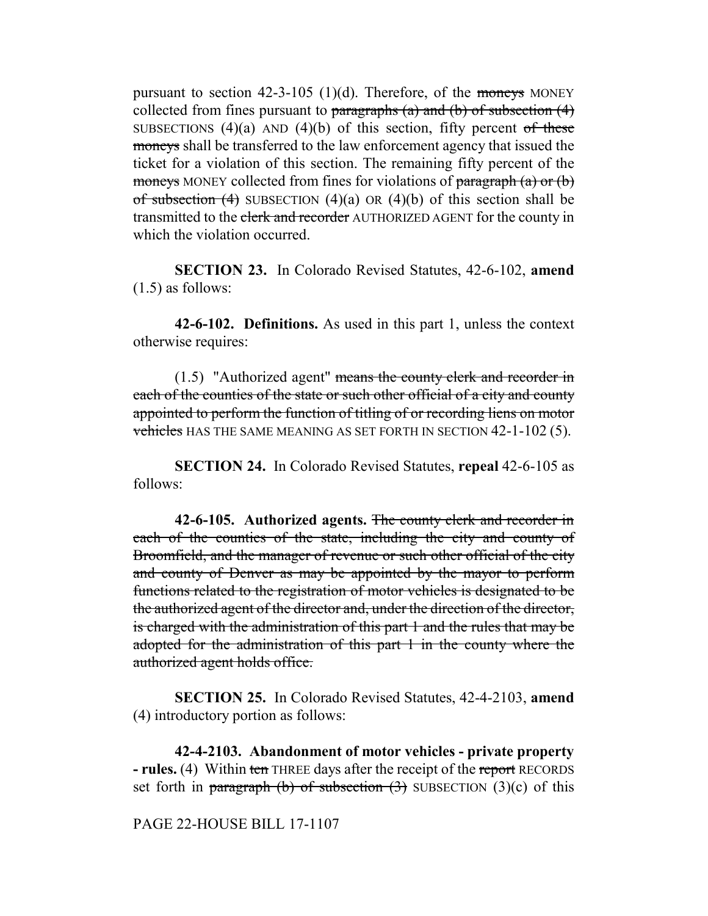pursuant to section 42-3-105 (1)(d). Therefore, of the ~~moneys~~ MONEY collected from fines pursuant to ~~paragraphs (a) and (b) of subsection (4)~~ SUBSECTIONS (4)(a) AND (4)(b) of this section, fifty percent ~~of these moneys~~ shall be transferred to the law enforcement agency that issued the ticket for a violation of this section. The remaining fifty percent of the ~~moneys~~ MONEY collected from fines for violations of ~~paragraph (a) or (b) of subsection (4)~~ SUBSECTION (4)(a) OR (4)(b) of this section shall be transmitted to the ~~clerk and recorder~~ AUTHORIZED AGENT for the county in which the violation occurred.

**SECTION 23.** In Colorado Revised Statutes, 42-6-102, **amend** (1.5) as follows:

**42-6-102. Definitions.** As used in this part 1, unless the context otherwise requires:

(1.5) "Authorized agent" ~~means the county clerk and recorder in each of the counties of the state or such other official of a city and county appointed to perform the function of titling of or recording liens on motor vehicles~~ HAS THE SAME MEANING AS SET FORTH IN SECTION 42-1-102 (5).

**SECTION 24.** In Colorado Revised Statutes, **repeal** 42-6-105 as follows:

**42-6-105. Authorized agents.** ~~The county clerk and recorder in each of the counties of the state, including the city and county of Broomfield, and the manager of revenue or such other official of the city and county of Denver as may be appointed by the mayor to perform functions related to the registration of motor vehicles is designated to be the authorized agent of the director and, under the direction of the director, is charged with the administration of this part 1 and the rules that may be adopted for the administration of this part 1 in the county where the authorized agent holds office.~~

**SECTION 25.** In Colorado Revised Statutes, 42-4-2103, **amend** (4) introductory portion as follows:

**42-4-2103. Abandonment of motor vehicles - private property - rules.** (4) Within ~~ten~~ THREE days after the receipt of the ~~report~~ RECORDS set forth in ~~paragraph (b) of subsection (3)~~ SUBSECTION (3)(c) of this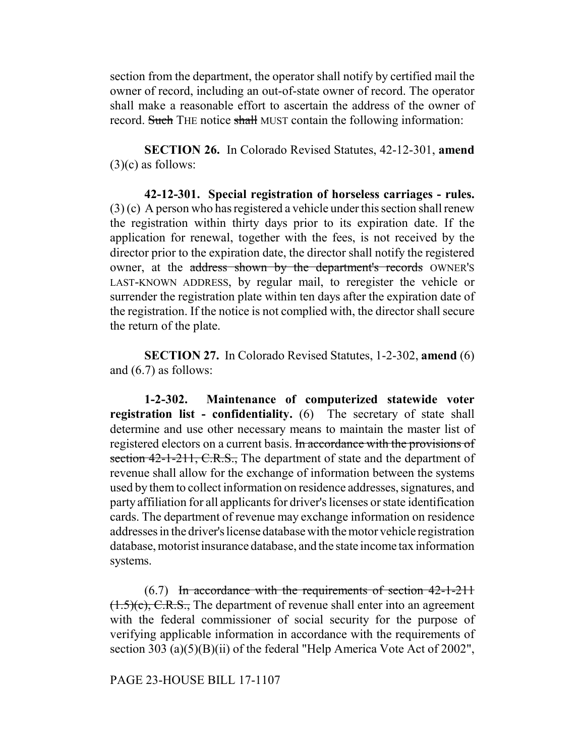section from the department, the operator shall notify by certified mail the owner of record, including an out-of-state owner of record. The operator shall make a reasonable effort to ascertain the address of the owner of record. ~~Such~~ THE notice ~~shall~~ MUST contain the following information:

**SECTION 26.** In Colorado Revised Statutes, 42-12-301, **amend** (3)(c) as follows:

**42-12-301. Special registration of horseless carriages - rules.** (3) (c) A person who has registered a vehicle under this section shall renew the registration within thirty days prior to its expiration date. If the application for renewal, together with the fees, is not received by the director prior to the expiration date, the director shall notify the registered owner, at the ~~address shown by the department's records~~ OWNER'S LAST-KNOWN ADDRESS, by regular mail, to reregister the vehicle or surrender the registration plate within ten days after the expiration date of the registration. If the notice is not complied with, the director shall secure the return of the plate.

**SECTION 27.** In Colorado Revised Statutes, 1-2-302, **amend** (6) and (6.7) as follows:

**1-2-302. Maintenance of computerized statewide voter registration list - confidentiality.** (6) The secretary of state shall determine and use other necessary means to maintain the master list of registered electors on a current basis. ~~In accordance with the provisions of section 42-1-211, C.R.S.,~~ The department of state and the department of revenue shall allow for the exchange of information between the systems used by them to collect information on residence addresses, signatures, and party affiliation for all applicants for driver's licenses or state identification cards. The department of revenue may exchange information on residence addresses in the driver's license database with the motor vehicle registration database, motorist insurance database, and the state income tax information systems.

(6.7) ~~In accordance with the requirements of section 42-1-211 (1.5)(c), C.R.S.,~~ The department of revenue shall enter into an agreement with the federal commissioner of social security for the purpose of verifying applicable information in accordance with the requirements of section 303 (a)(5)(B)(ii) of the federal "Help America Vote Act of 2002",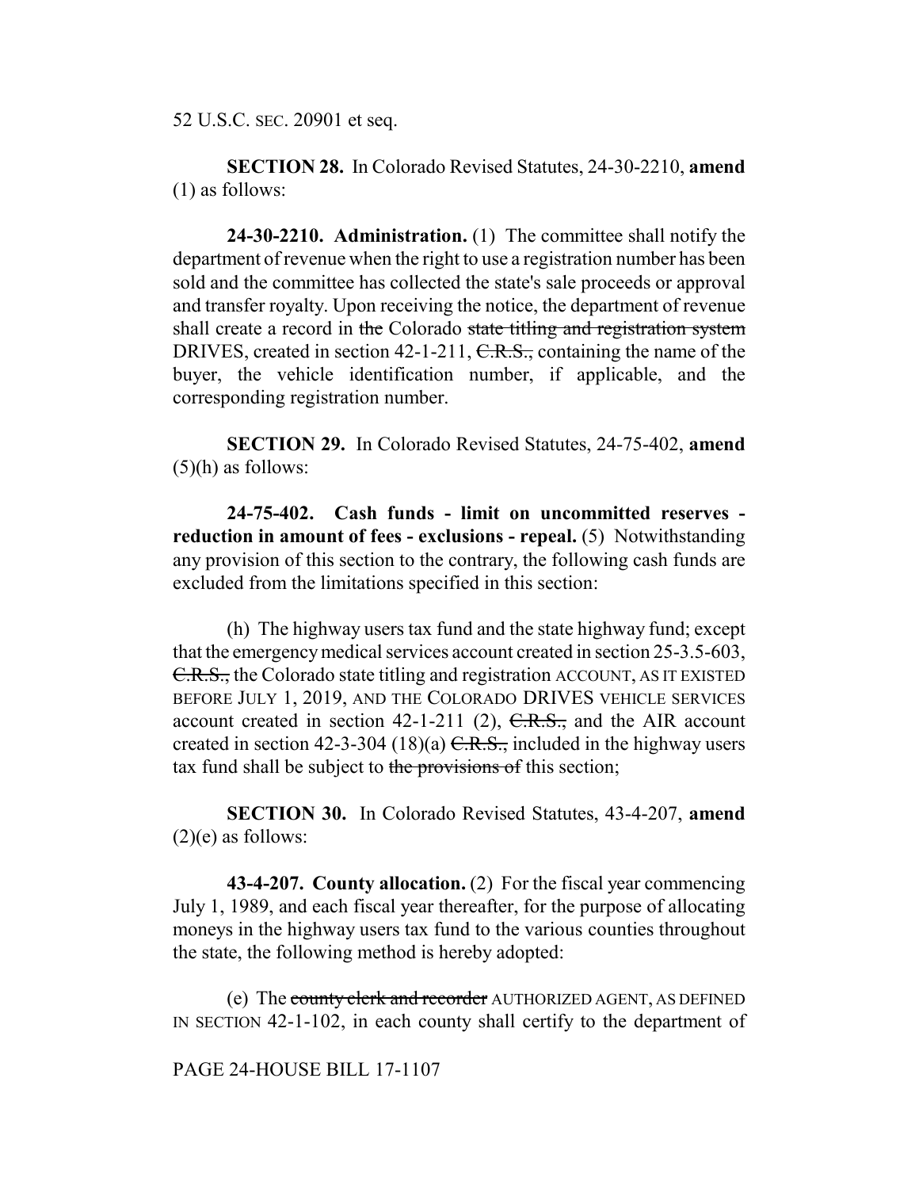52 U.S.C. SEC. 20901 et seq.

**SECTION 28.** In Colorado Revised Statutes, 24-30-2210, **amend** (1) as follows:

**24-30-2210. Administration.** (1) The committee shall notify the department of revenue when the right to use a registration number has been sold and the committee has collected the state's sale proceeds or approval and transfer royalty. Upon receiving the notice, the department of revenue shall create a record in ~~the~~ Colorado ~~state titling and registration system~~ DRIVES, created in section 42-1-211, ~~C.R.S.,~~ containing the name of the buyer, the vehicle identification number, if applicable, and the corresponding registration number.

**SECTION 29.** In Colorado Revised Statutes, 24-75-402, **amend** (5)(h) as follows:

**24-75-402. Cash funds - limit on uncommitted reserves - reduction in amount of fees - exclusions - repeal.** (5) Notwithstanding any provision of this section to the contrary, the following cash funds are excluded from the limitations specified in this section:

(h) The highway users tax fund and the state highway fund; except that the emergency medical services account created in section 25-3.5-603, ~~C.R.S.,~~ the Colorado state titling and registration ACCOUNT, AS IT EXISTED BEFORE JULY 1, 2019, AND THE COLORADO DRIVES VEHICLE SERVICES account created in section 42-1-211 (2), ~~C.R.S.,~~ and the AIR account created in section 42-3-304 (18)(a) ~~C.R.S.,~~ included in the highway users tax fund shall be subject to ~~the provisions of~~ this section;

**SECTION 30.** In Colorado Revised Statutes, 43-4-207, **amend** (2)(e) as follows:

**43-4-207. County allocation.** (2) For the fiscal year commencing July 1, 1989, and each fiscal year thereafter, for the purpose of allocating moneys in the highway users tax fund to the various counties throughout the state, the following method is hereby adopted:

(e) The ~~county clerk and recorder~~ AUTHORIZED AGENT, AS DEFINED IN SECTION 42-1-102, in each county shall certify to the department of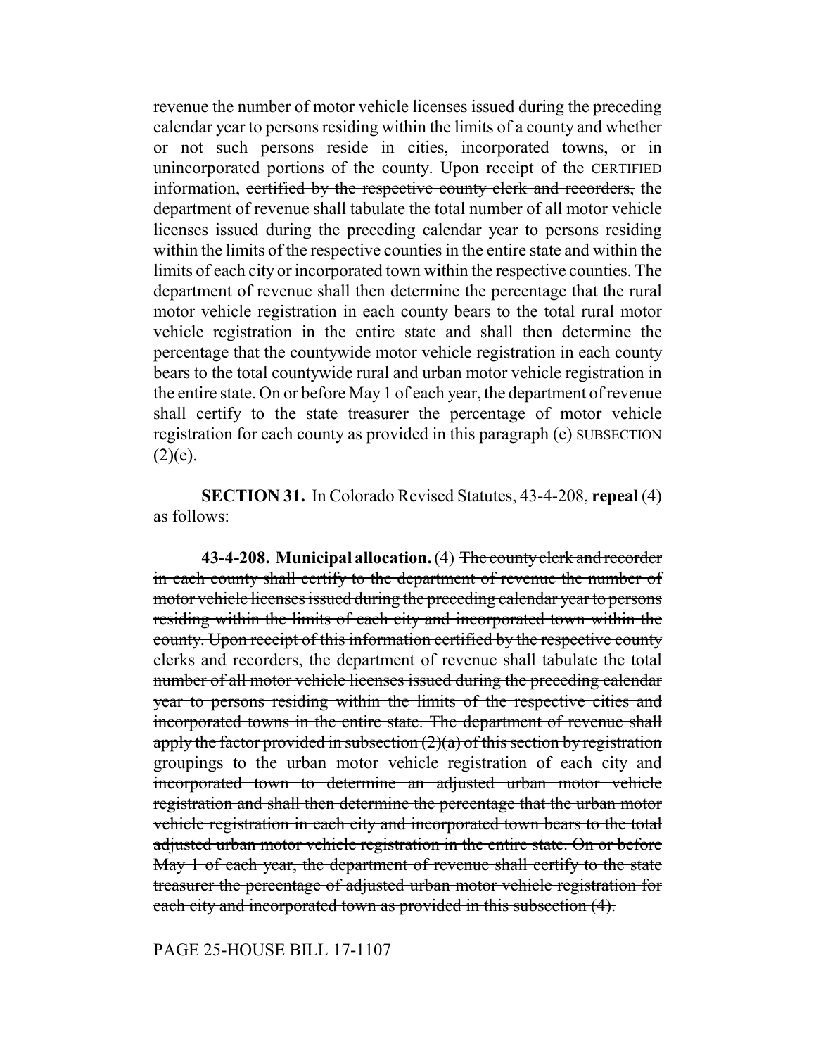revenue the number of motor vehicle licenses issued during the preceding calendar year to persons residing within the limits of a county and whether or not such persons reside in cities, incorporated towns, or in unincorporated portions of the county. Upon receipt of the CERTIFIED information, ~~certified by the respective county clerk and recorders,~~ the department of revenue shall tabulate the total number of all motor vehicle licenses issued during the preceding calendar year to persons residing within the limits of the respective counties in the entire state and within the limits of each city or incorporated town within the respective counties. The department of revenue shall then determine the percentage that the rural motor vehicle registration in each county bears to the total rural motor vehicle registration in the entire state and shall then determine the percentage that the countywide motor vehicle registration in each county bears to the total countywide rural and urban motor vehicle registration in the entire state. On or before May 1 of each year, the department of revenue shall certify to the state treasurer the percentage of motor vehicle registration for each county as provided in this ~~paragraph (e)~~ SUBSECTION (2)(e).

**SECTION 31.** In Colorado Revised Statutes, 43-4-208, **repeal** (4) as follows:

**43-4-208. Municipal allocation.** (4) ~~The county clerk and recorder in each county shall certify to the department of revenue the number of motor vehicle licenses issued during the preceding calendar year to persons residing within the limits of each city and incorporated town within the county. Upon receipt of this information certified by the respective county clerks and recorders, the department of revenue shall tabulate the total number of all motor vehicle licenses issued during the preceding calendar year to persons residing within the limits of the respective cities and incorporated towns in the entire state. The department of revenue shall apply the factor provided in subsection (2)(a) of this section by registration groupings to the urban motor vehicle registration of each city and incorporated town to determine an adjusted urban motor vehicle registration and shall then determine the percentage that the urban motor vehicle registration in each city and incorporated town bears to the total adjusted urban motor vehicle registration in the entire state. On or before May 1 of each year, the department of revenue shall certify to the state treasurer the percentage of adjusted urban motor vehicle registration for each city and incorporated town as provided in this subsection (4).~~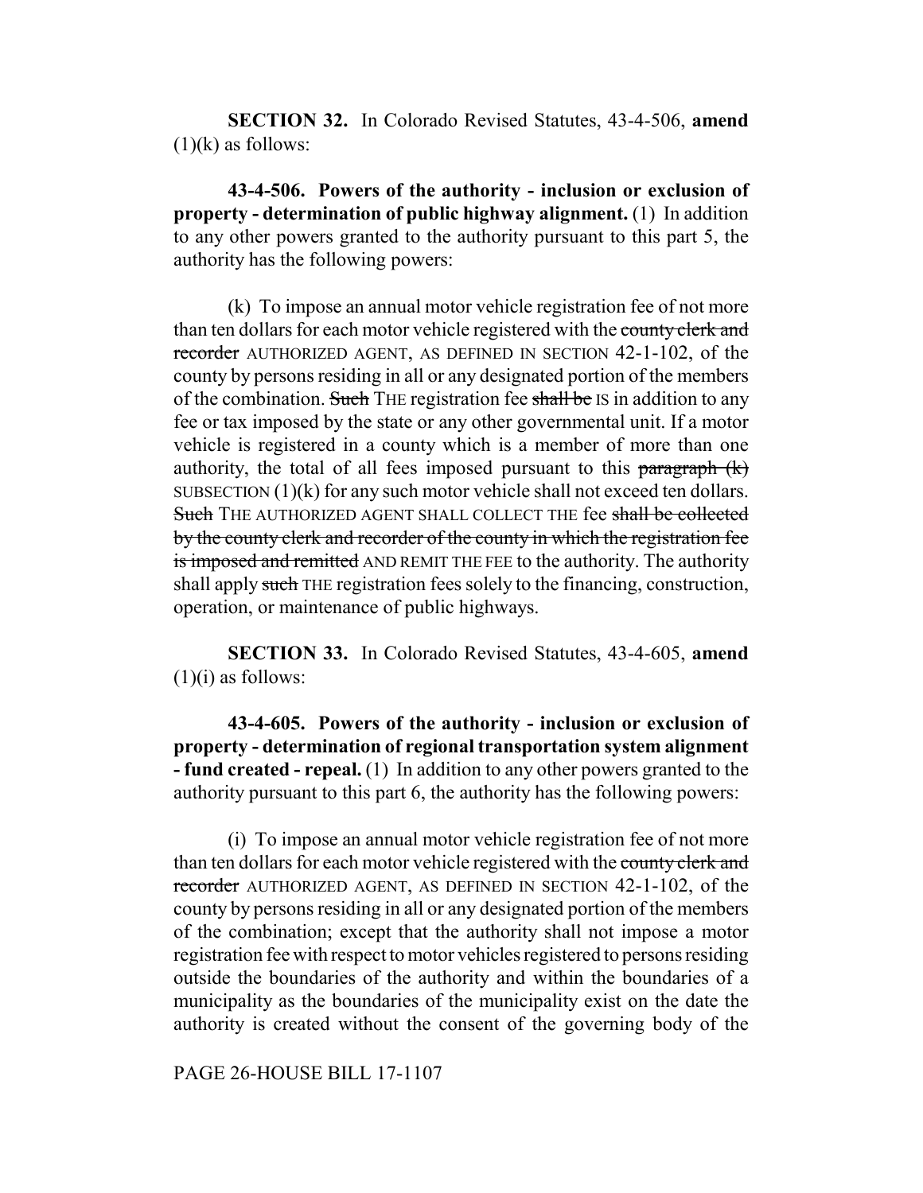**SECTION 32.** In Colorado Revised Statutes, 43-4-506, **amend** (1)(k) as follows:

**43-4-506. Powers of the authority - inclusion or exclusion of property - determination of public highway alignment.** (1) In addition to any other powers granted to the authority pursuant to this part 5, the authority has the following powers:

(k) To impose an annual motor vehicle registration fee of not more than ten dollars for each motor vehicle registered with the ~~county clerk and recorder~~ AUTHORIZED AGENT, AS DEFINED IN SECTION 42-1-102, of the county by persons residing in all or any designated portion of the members of the combination. ~~Such~~ THE registration fee ~~shall be~~ IS in addition to any fee or tax imposed by the state or any other governmental unit. If a motor vehicle is registered in a county which is a member of more than one authority, the total of all fees imposed pursuant to this ~~paragraph (k)~~ SUBSECTION (1)(k) for any such motor vehicle shall not exceed ten dollars. ~~Such~~ THE AUTHORIZED AGENT SHALL COLLECT THE fee ~~shall be collected by the county clerk and recorder of the county in which the registration fee is imposed and remitted~~ AND REMIT THE FEE to the authority. The authority shall apply ~~such~~ THE registration fees solely to the financing, construction, operation, or maintenance of public highways.

**SECTION 33.** In Colorado Revised Statutes, 43-4-605, **amend** (1)(i) as follows:

**43-4-605. Powers of the authority - inclusion or exclusion of property - determination of regional transportation system alignment - fund created - repeal.** (1) In addition to any other powers granted to the authority pursuant to this part 6, the authority has the following powers:

(i) To impose an annual motor vehicle registration fee of not more than ten dollars for each motor vehicle registered with the ~~county clerk and recorder~~ AUTHORIZED AGENT, AS DEFINED IN SECTION 42-1-102, of the county by persons residing in all or any designated portion of the members of the combination; except that the authority shall not impose a motor registration fee with respect to motor vehicles registered to persons residing outside the boundaries of the authority and within the boundaries of a municipality as the boundaries of the municipality exist on the date the authority is created without the consent of the governing body of the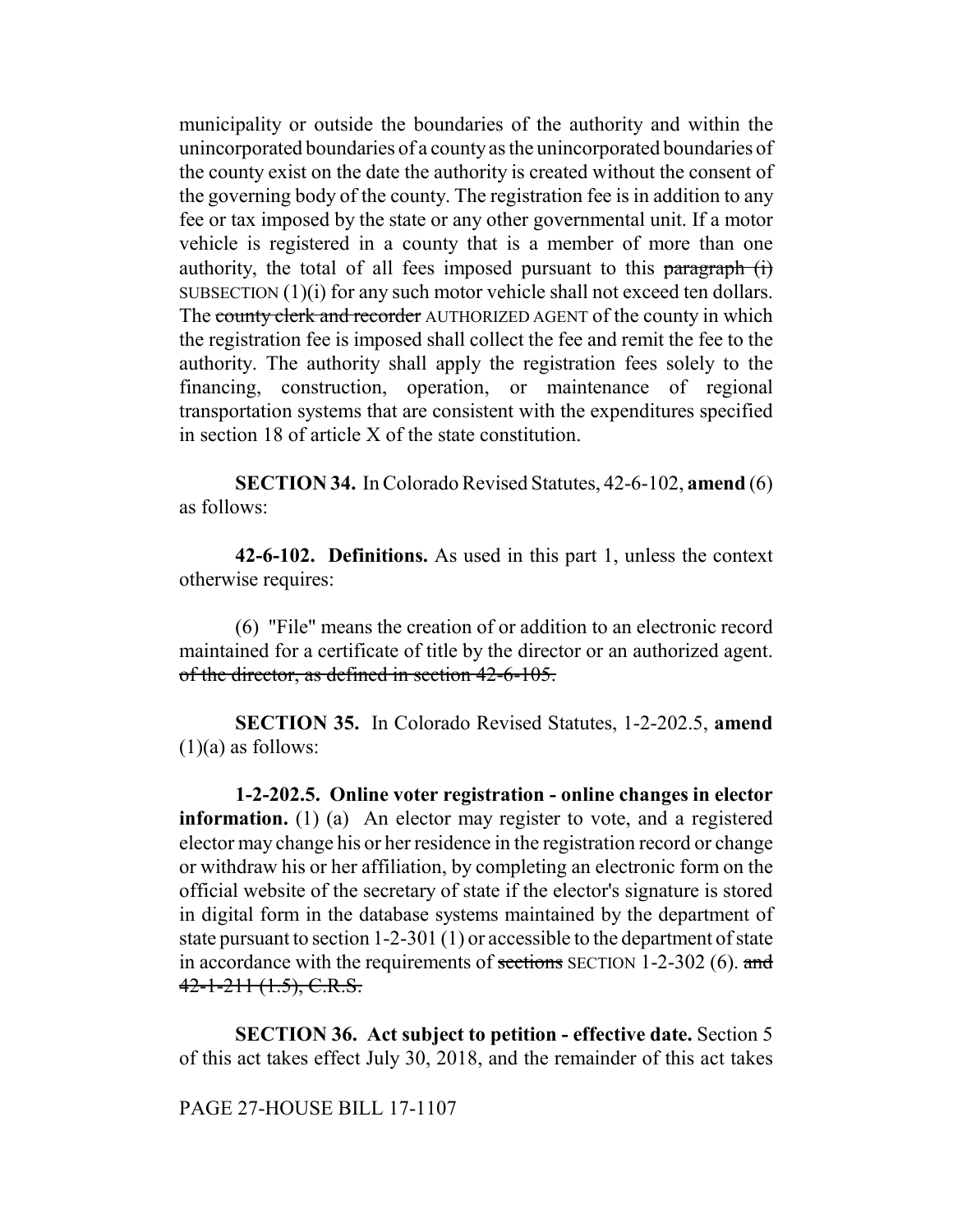municipality or outside the boundaries of the authority and within the unincorporated boundaries of a county as the unincorporated boundaries of the county exist on the date the authority is created without the consent of the governing body of the county. The registration fee is in addition to any fee or tax imposed by the state or any other governmental unit. If a motor vehicle is registered in a county that is a member of more than one authority, the total of all fees imposed pursuant to this ~~paragraph (i)~~ SUBSECTION (1)(i) for any such motor vehicle shall not exceed ten dollars. The ~~county clerk and recorder~~ AUTHORIZED AGENT of the county in which the registration fee is imposed shall collect the fee and remit the fee to the authority. The authority shall apply the registration fees solely to the financing, construction, operation, or maintenance of regional transportation systems that are consistent with the expenditures specified in section 18 of article X of the state constitution.

**SECTION 34.** In Colorado Revised Statutes, 42-6-102, **amend** (6) as follows:

**42-6-102. Definitions.** As used in this part 1, unless the context otherwise requires:

(6) "File" means the creation of or addition to an electronic record maintained for a certificate of title by the director or an authorized agent. ~~of the director, as defined in section 42-6-105.~~

**SECTION 35.** In Colorado Revised Statutes, 1-2-202.5, **amend** (1)(a) as follows:

**1-2-202.5. Online voter registration - online changes in elector information.** (1) (a) An elector may register to vote, and a registered elector may change his or her residence in the registration record or change or withdraw his or her affiliation, by completing an electronic form on the official website of the secretary of state if the elector's signature is stored in digital form in the database systems maintained by the department of state pursuant to section 1-2-301 (1) or accessible to the department of state in accordance with the requirements of ~~sections~~ SECTION 1-2-302 (6). ~~and 42-1-211 (1.5), C.R.S.~~

**SECTION 36. Act subject to petition - effective date.** Section 5 of this act takes effect July 30, 2018, and the remainder of this act takes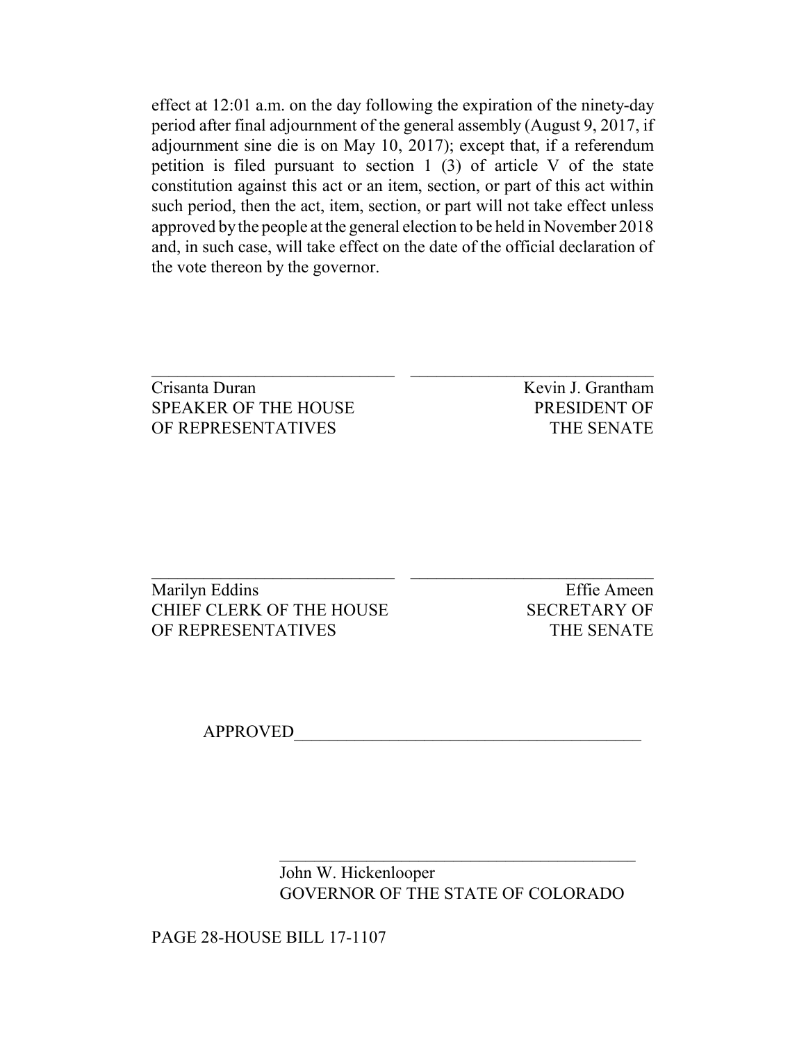effect at 12:01 a.m. on the day following the expiration of the ninety-day period after final adjournment of the general assembly (August 9, 2017, if adjournment sine die is on May 10, 2017); except that, if a referendum petition is filed pursuant to section 1 (3) of article V of the state constitution against this act or an item, section, or part of this act within such period, then the act, item, section, or part will not take effect unless approved by the people at the general election to be held in November 2018 and, in such case, will take effect on the date of the official declaration of the vote thereon by the governor.

| | |
|---|---|
| ____________________________ | ____________________________ |
| Crisanta Duran<br>SPEAKER OF THE HOUSE<br>OF REPRESENTATIVES | Kevin J. Grantham<br>PRESIDENT OF<br>THE SENATE |
| ____________________________ | ____________________________ |
| Marilyn Eddins<br>CHIEF CLERK OF THE HOUSE<br>OF REPRESENTATIVES | Effie Ameen<br>SECRETARY OF<br>THE SENATE |

APPROVED________________________________________

________________________________________
John W. Hickenlooper
GOVERNOR OF THE STATE OF COLORADO

PAGE 28-HOUSE BILL 17-1107